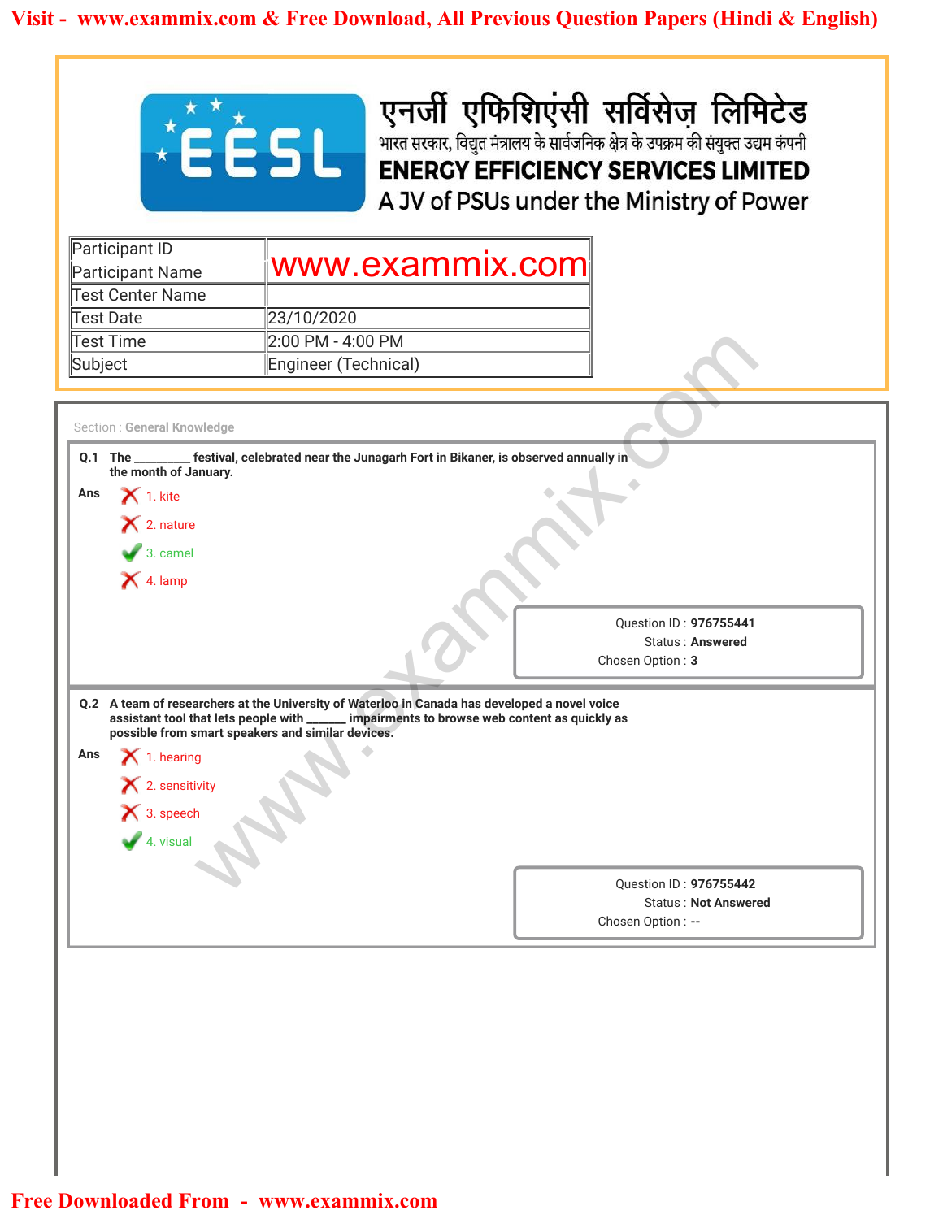# एनर्जी एफिशिएंसी सर्विसेज़ लिमिटेड

भारत सरकार, विद्युत मंत्रालय के सार्वजनिक क्षेत्र के उपक्रम की संयुक्त उद्यम कंपनी

## ENERGY EFFICIENCY SERVICES LIMITED

A JV of PSUs under the Ministry of Power

| | |
|---|---|
| Participant ID<br>Participant Name | www.exammix.com |
| Test Center Name | |
| Test Date | 23/10/2020 |
| Test Time | 2:00 PM - 4:00 PM |
| Subject | Engineer (Technical) |

Section : General Knowledge

**Q.1** The ________ festival, celebrated near the Junagarh Fort in Bikaner, is observed annually in the month of January.

Ans
1. kite ✗
2. nature ✗
3. camel ✓
4. lamp ✗

Question ID : 976755441
Status : Answered
Chosen Option : 3

**Q.2** A team of researchers at the University of Waterloo in Canada has developed a novel voice assistant tool that lets people with ______ impairments to browse web content as quickly as possible from smart speakers and similar devices.

Ans
1. hearing ✗
2. sensitivity ✗
3. speech ✗
4. visual ✓

Question ID : 976755442
Status : Not Answered
Chosen Option : --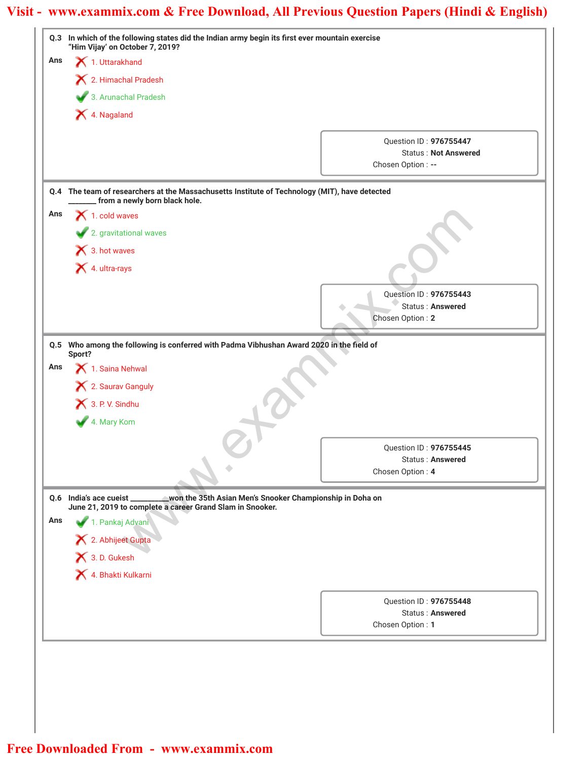**Q.3** In which of the following states did the Indian army begin its first ever mountain exercise “Him Vijay’ on October 7, 2019?

**Ans**

- ✗ 1. Uttarakhand
- ✗ 2. Himachal Pradesh
- ✓ 3. Arunachal Pradesh
- ✗ 4. Nagaland

Question ID : **976755447**
Status : **Not Answered**
Chosen Option : **--**

---

**Q.4** The team of researchers at the Massachusetts Institute of Technology (MIT), have detected _______ from a newly born black hole.

**Ans**

- ✗ 1. cold waves
- ✓ 2. gravitational waves
- ✗ 3. hot waves
- ✗ 4. ultra-rays

Question ID : **976755443**
Status : **Answered**
Chosen Option : **2**

---

**Q.5** Who among the following is conferred with Padma Vibhushan Award 2020 in the field of Sport?

**Ans**

- ✗ 1. Saina Nehwal
- ✗ 2. Saurav Ganguly
- ✗ 3. P. V. Sindhu
- ✓ 4. Mary Kom

Question ID : **976755445**
Status : **Answered**
Chosen Option : **4**

---

**Q.6** India’s ace cueist __________won the 35th Asian Men’s Snooker Championship in Doha on June 21, 2019 to complete a career Grand Slam in Snooker.

**Ans**

- ✓ 1. Pankaj Advani
- ✗ 2. Abhijeet Gupta
- ✗ 3. D. Gukesh
- ✗ 4. Bhakti Kulkarni

Question ID : **976755448**
Status : **Answered**
Chosen Option : **1**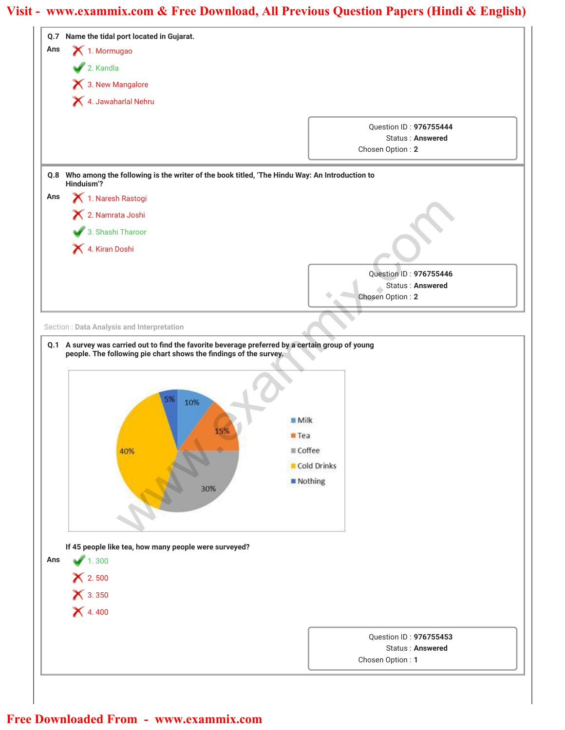**Q.7** Name the tidal port located in Gujarat.

**Ans**

1. Mormugao ✗
2. Kandla ✓
3. New Mangalore ✗
4. Jawaharlal Nehru ✗

Question ID : **976755444**
Status : **Answered**
Chosen Option : **2**

**Q.8** Who among the following is the writer of the book titled, 'The Hindu Way: An Introduction to Hinduism'?

**Ans**

1. Naresh Rastogi ✗
2. Namrata Joshi ✗
3. Shashi Tharoor ✓
4. Kiran Doshi ✗

Question ID : **976755446**
Status : **Answered**
Chosen Option : **2**

Section : **Data Analysis and Interpretation**

**Q.1** A survey was carried out to find the favorite beverage preferred by a certain group of young people. The following pie chart shows the findings of the survey.

| Beverage | Percentage |
|---|---|
| Milk | 10% |
| Tea | 15% |
| Coffee | 30% |
| Cold Drinks | 40% |
| Nothing | 5% |

If 45 people like tea, how many people were surveyed?

**Ans**

1. 300 ✓
2. 500 ✗
3. 350 ✗
4. 400 ✗

Question ID : **976755453**
Status : **Answered**
Chosen Option : **1**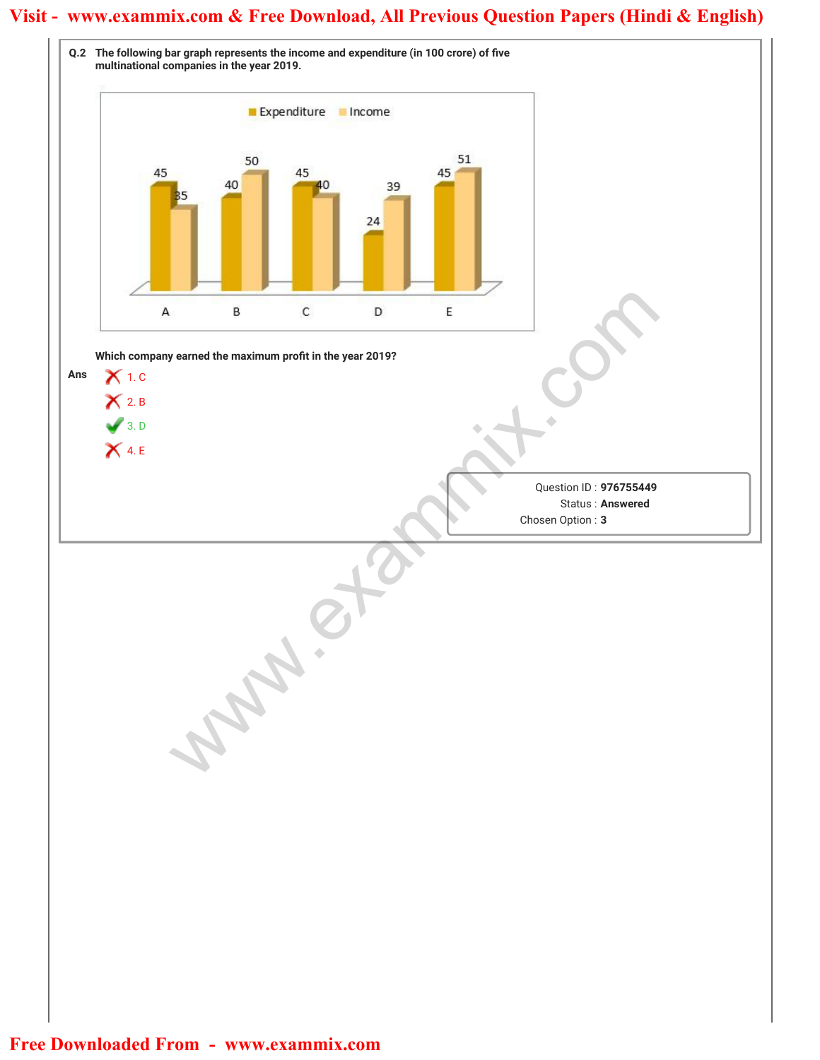**Q.2** The following bar graph represents the income and expenditure (in 100 crore) of five multinational companies in the year 2019.

| Company | Expenditure | Income |
|---|---|---|
| A | 45 | 35 |
| B | 40 | 50 |
| C | 45 | 40 |
| D | 24 | 39 |
| E | 45 | 51 |

Which company earned the maximum profit in the year 2019?

**Ans**

1. C
2. B
3. D ✔
4. E

Question ID : **976755449**
Status : **Answered**
Chosen Option : **3**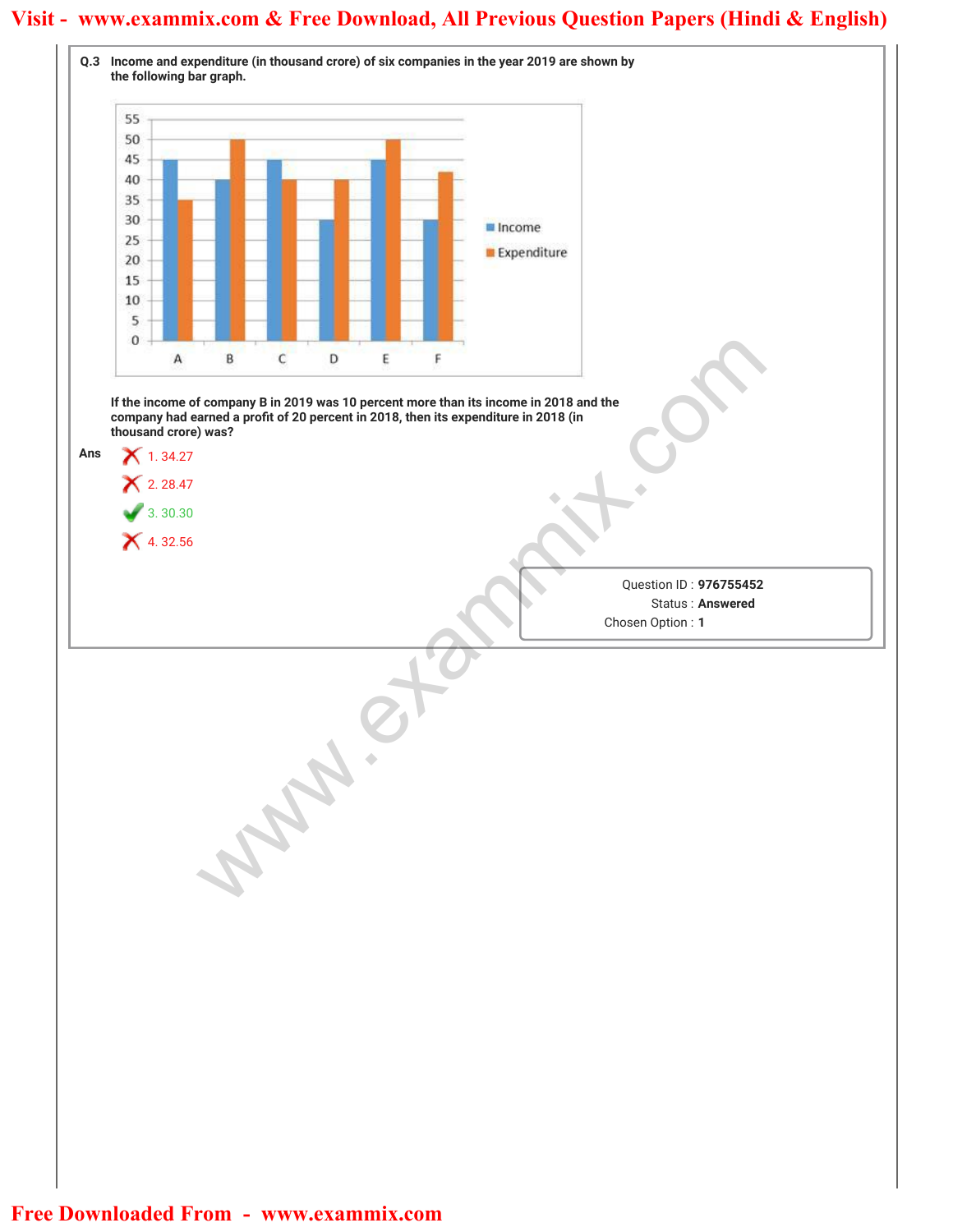**Q.3** Income and expenditure (in thousand crore) of six companies in the year 2019 are shown by the following bar graph.

| Company | Income | Expenditure |
|---|---|---|
| A | 45 | 35 |
| B | 40 | 50 |
| C | 45 | 40 |
| D | 30 | 40 |
| E | 45 | 50 |
| F | 30 | 42 |

If the income of company B in 2019 was 10 percent more than its income in 2018 and the company had earned a profit of 20 percent in 2018, then its expenditure in 2018 (in thousand crore) was?

**Ans**

1. 34.27 ✗
2. 28.47 ✗
3. 30.30 ✓
4. 32.56 ✗

Question ID : **976755452**
Status : **Answered**
Chosen Option : **1**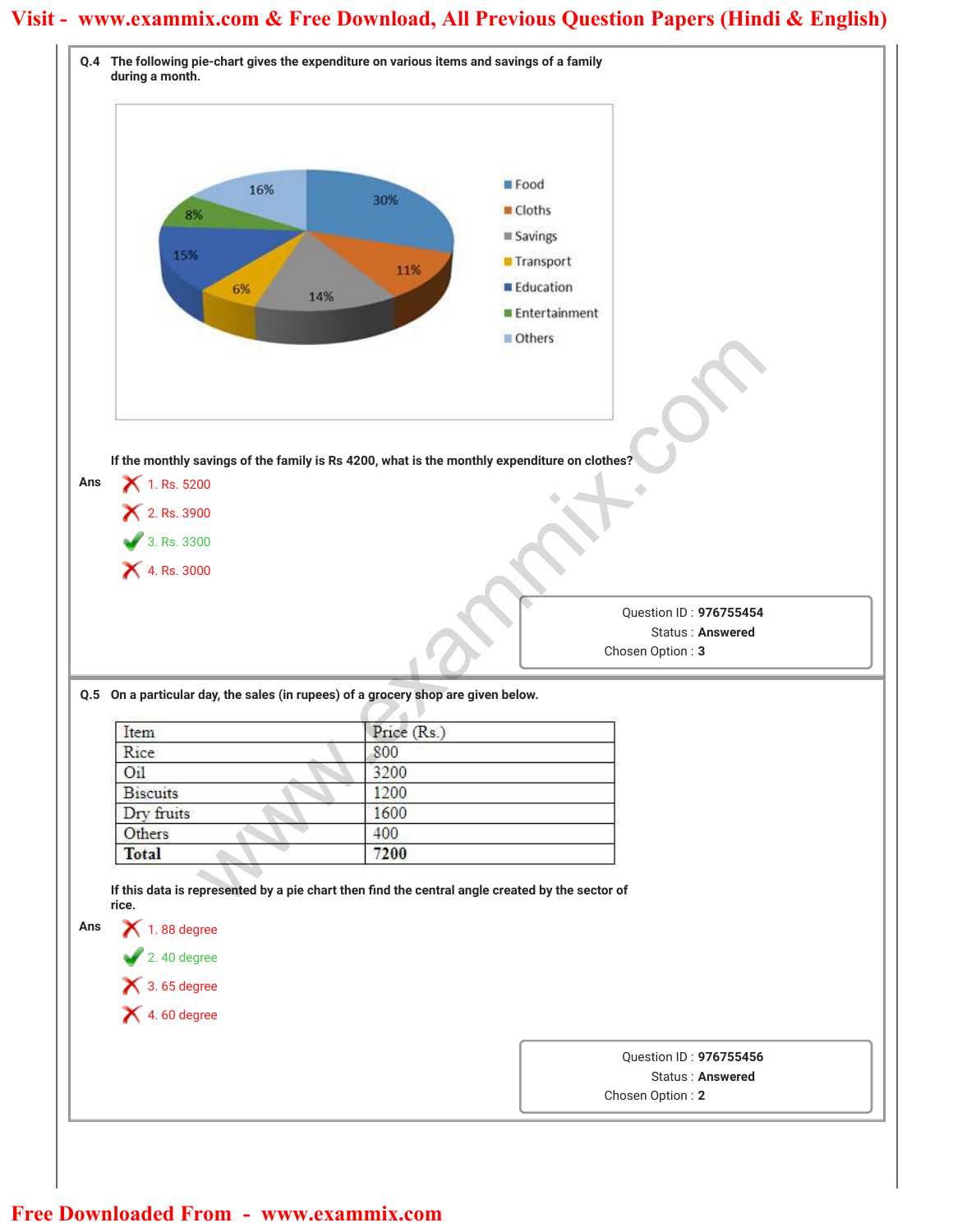**Q.4** The following pie-chart gives the expenditure on various items and savings of a family during a month.

| Item | Percentage |
|---|---|
| Food | 30% |
| Cloths | 11% |
| Savings | 14% |
| Transport | 6% |
| Education | 15% |
| Entertainment | 8% |
| Others | 16% |

If the monthly savings of the family is Rs 4200, what is the monthly expenditure on clothes?

**Ans**

1. Rs. 5200 ✗
2. Rs. 3900 ✗
3. Rs. 3300 ✓
4. Rs. 3000 ✗

Question ID : **976755454**
Status : **Answered**
Chosen Option : **3**

**Q.5** On a particular day, the sales (in rupees) of a grocery shop are given below.

| Item | Price (Rs.) |
|---|---|
| Rice | 800 |
| Oil | 3200 |
| Biscuits | 1200 |
| Dry fruits | 1600 |
| Others | 400 |
| **Total** | **7200** |

If this data is represented by a pie chart then find the central angle created by the sector of rice.

**Ans**

1. 88 degree ✗
2. 40 degree ✓
3. 65 degree ✗
4. 60 degree ✗

Question ID : **976755456**
Status : **Answered**
Chosen Option : **2**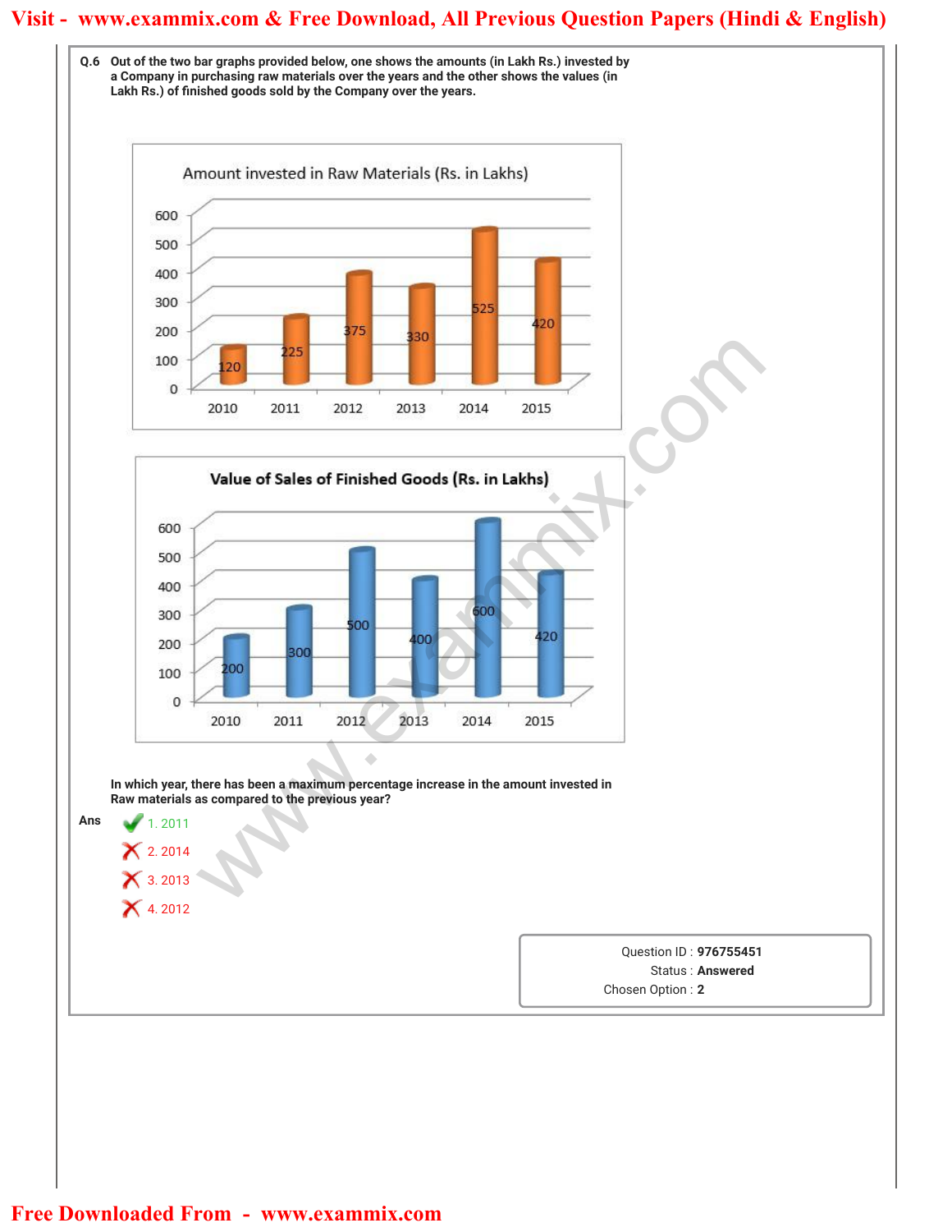**Q.6** Out of the two bar graphs provided below, one shows the amounts (in Lakh Rs.) invested by a Company in purchasing raw materials over the years and the other shows the values (in Lakh Rs.) of finished goods sold by the Company over the years.

**Amount invested in Raw Materials (Rs. in Lakhs)**

| Year | 2010 | 2011 | 2012 | 2013 | 2014 | 2015 |
|---|---|---|---|---|---|---|
| Amount | 120 | 225 | 375 | 330 | 525 | 420 |

**Value of Sales of Finished Goods (Rs. in Lakhs)**

| Year | 2010 | 2011 | 2012 | 2013 | 2014 | 2015 |
|---|---|---|---|---|---|---|
| Value | 200 | 300 | 500 | 400 | 600 | 420 |

In which year, there has been a maximum percentage increase in the amount invested in Raw materials as compared to the previous year?

**Ans**

1. 2011 ✔
2. 2014 ✘
3. 2013 ✘
4. 2012 ✘

Question ID : **976755451**
Status : **Answered**
Chosen Option : **2**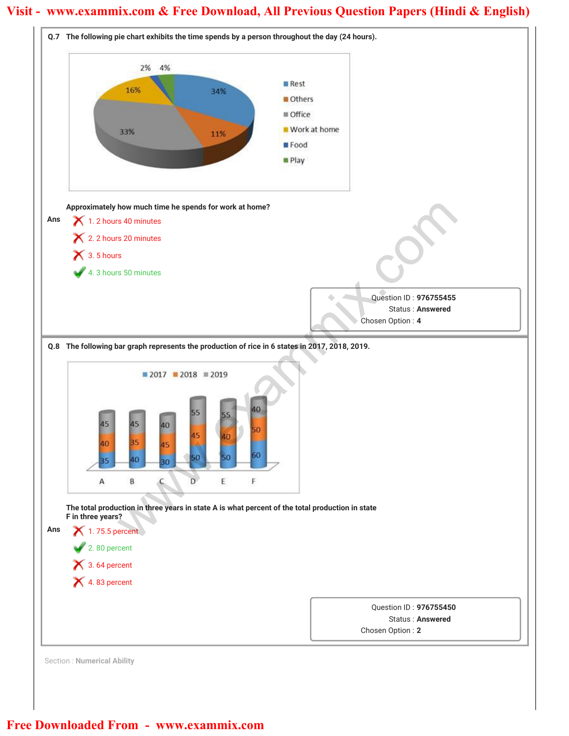**Q.7** The following pie chart exhibits the time spends by a person throughout the day (24 hours).

| Activity | Percentage |
|---|---|
| Rest | 34% |
| Others | 11% |
| Office | 33% |
| Work at home | 16% |
| Food | 2% |
| Play | 4% |

Approximately how much time he spends for work at home?

Ans
1. 2 hours 40 minutes ✗
2. 2 hours 20 minutes ✗
3. 5 hours ✗
4. 3 hours 50 minutes ✓

Question ID : **976755455**
Status : **Answered**
Chosen Option : **4**

**Q.8** The following bar graph represents the production of rice in 6 states in 2017, 2018, 2019.

| State | 2017 | 2018 | 2019 |
|---|---|---|---|
| A | 35 | 40 | 45 |
| B | 40 | 35 | 45 |
| C | 30 | 45 | 40 |
| D | 50 | 45 | 55 |
| E | 50 | 40 | 55 |
| F | 60 | 50 | 40 |

The total production in three years in state A is what percent of the total production in state F in three years?

Ans
1. 75.5 percent ✗
2. 80 percent ✓
3. 64 percent ✗
4. 83 percent ✗

Question ID : **976755450**
Status : **Answered**
Chosen Option : **2**

Section : **Numerical Ability**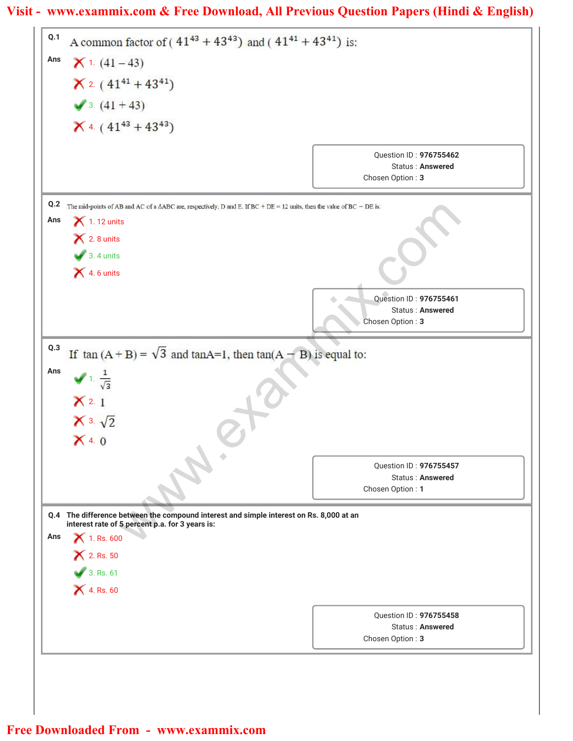**Q.1** A common factor of $(41^{43} + 43^{43})$ and $(41^{41} + 43^{41})$ is:

**Ans**

1. $(41 - 43)$
2. $(41^{41} + 43^{41})$
3. $(41 + 43)$ ✔
4. $(41^{43} + 43^{43})$

Question ID : **976755462**
Status : **Answered**
Chosen Option : **3**

---

**Q.2** The mid-points of AB and AC of a $\Delta ABC$ are, respectively, D and E. If BC + DE = 12 units, then the value of BC − DE is:

**Ans**

1. 12 units
2. 8 units
3. 4 units ✔
4. 6 units

Question ID : **976755461**
Status : **Answered**
Chosen Option : **3**

---

**Q.3** If $\tan(A + B) = \sqrt{3}$ and $\tan A = 1$, then $\tan(A - B)$ is equal to:

**Ans**

1. $\frac{1}{\sqrt{3}}$ ✔
2. $1$
3. $\sqrt{2}$
4. $0$

Question ID : **976755457**
Status : **Answered**
Chosen Option : **1**

---

**Q.4** The difference between the compound interest and simple interest on Rs. 8,000 at an interest rate of 5 percent p.a. for 3 years is:

**Ans**

1. Rs. 600
2. Rs. 50
3. Rs. 61 ✔
4. Rs. 60

Question ID : **976755458**
Status : **Answered**
Chosen Option : **3**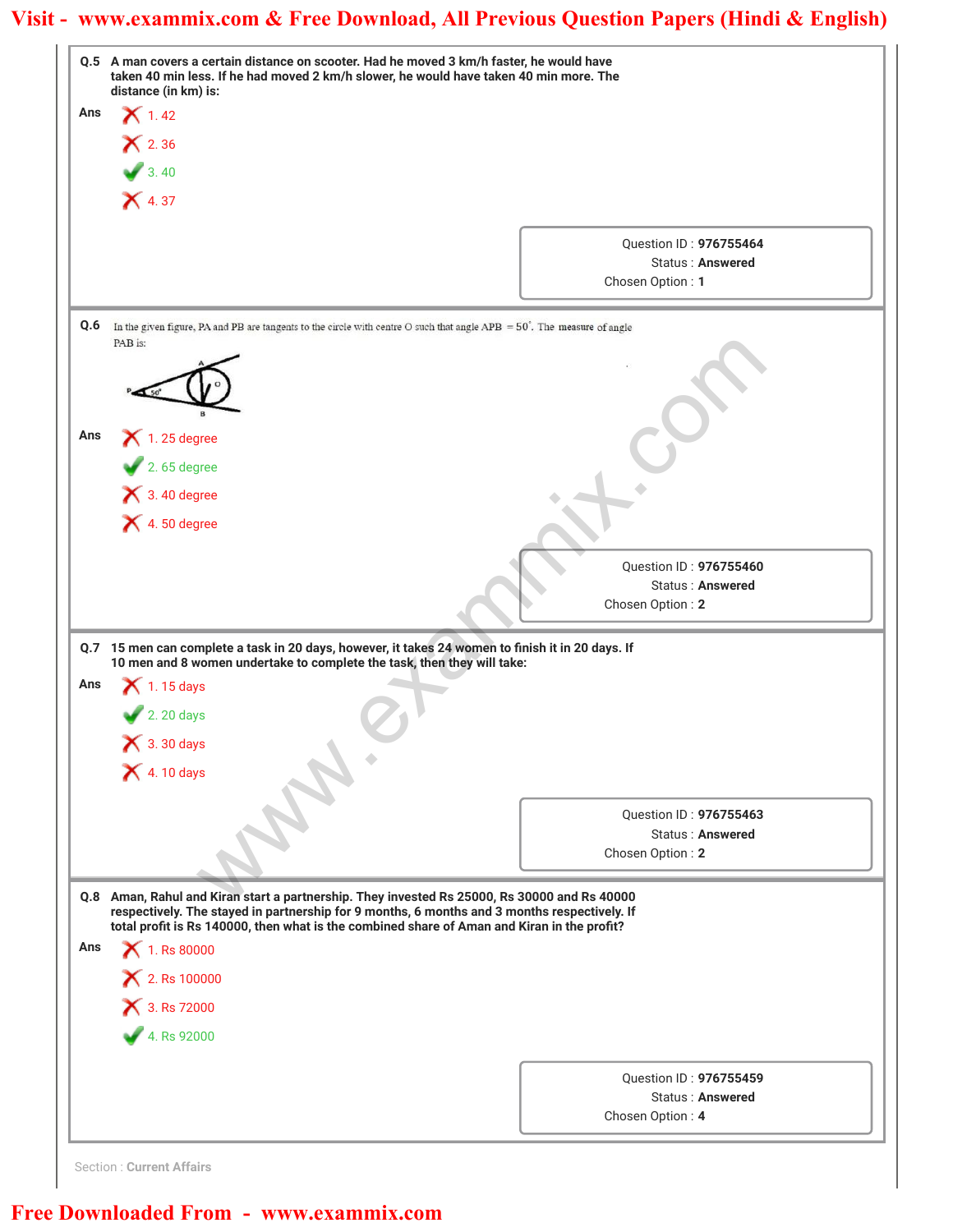**Q.5** A man covers a certain distance on scooter. Had he moved 3 km/h faster, he would have taken 40 min less. If he had moved 2 km/h slower, he would have taken 40 min more. The distance (in km) is:

**Ans**

1. 42
2. 36
3. 40 ✔
4. 37

Question ID : **976755464**
Status : **Answered**
Chosen Option : **1**

---

**Q.6** In the given figure, PA and PB are tangents to the circle with centre O such that angle APB $= 50^{\circ}$. The measure of angle PAB is:

**Ans**

1. 25 degree
2. 65 degree ✔
3. 40 degree
4. 50 degree

Question ID : **976755460**
Status : **Answered**
Chosen Option : **2**

---

**Q.7** 15 men can complete a task in 20 days, however, it takes 24 women to finish it in 20 days. If 10 men and 8 women undertake to complete the task, then they will take:

**Ans**

1. 15 days
2. 20 days ✔
3. 30 days
4. 10 days

Question ID : **976755463**
Status : **Answered**
Chosen Option : **2**

---

**Q.8** Aman, Rahul and Kiran start a partnership. They invested Rs 25000, Rs 30000 and Rs 40000 respectively. The stayed in partnership for 9 months, 6 months and 3 months respectively. If total profit is Rs 140000, then what is the combined share of Aman and Kiran in the profit?

**Ans**

1. Rs 80000
2. Rs 100000
3. Rs 72000
4. Rs 92000 ✔

Question ID : **976755459**
Status : **Answered**
Chosen Option : **4**

---

Section : **Current Affairs**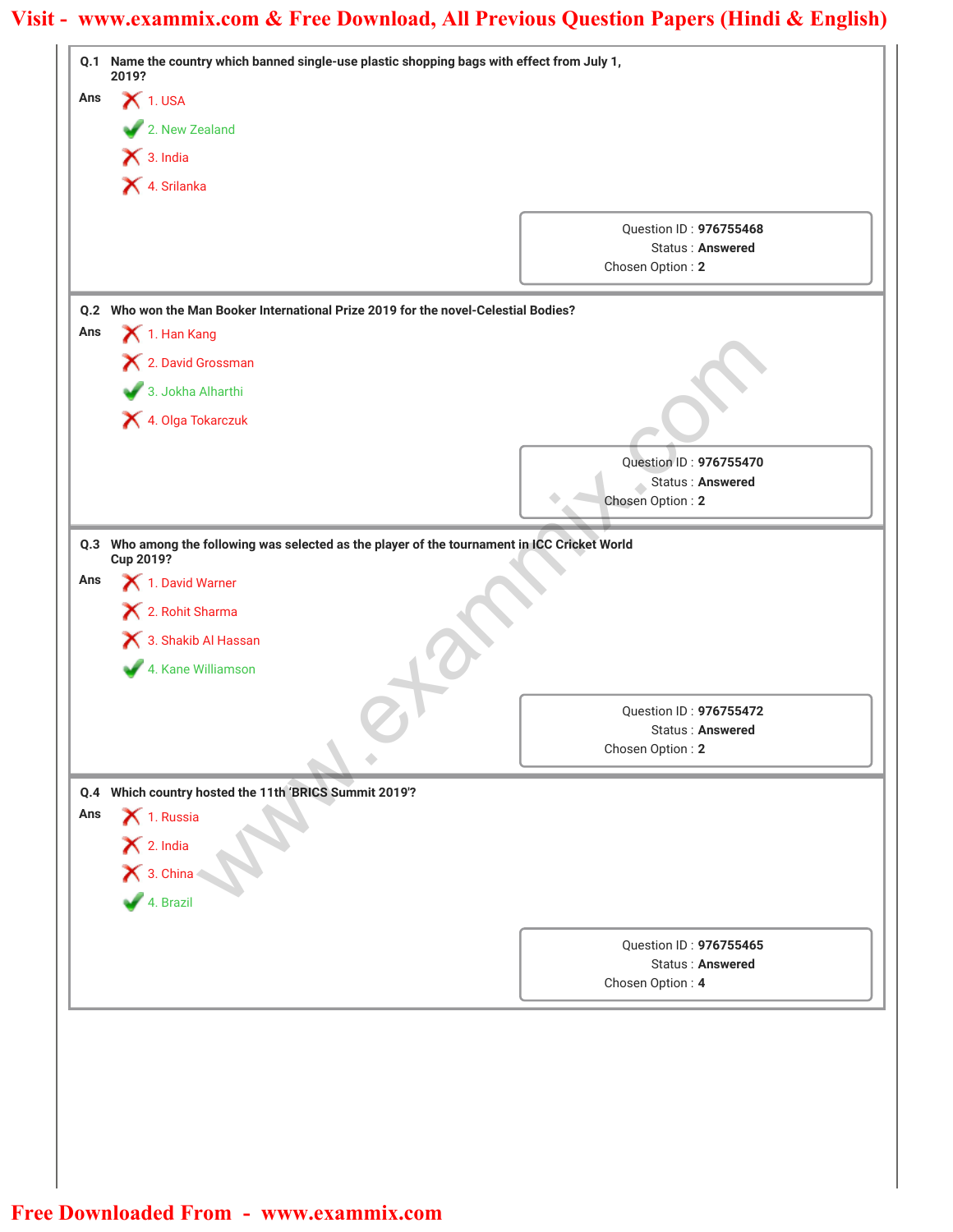**Q.1** Name the country which banned single-use plastic shopping bags with effect from July 1, 2019?

**Ans**

1. USA ✗
2. New Zealand ✓
3. India ✗
4. Srilanka ✗

Question ID : **976755468**
Status : **Answered**
Chosen Option : **2**

---

**Q.2** Who won the Man Booker International Prize 2019 for the novel-Celestial Bodies?

**Ans**

1. Han Kang ✗
2. David Grossman ✗
3. Jokha Alharthi ✓
4. Olga Tokarczuk ✗

Question ID : **976755470**
Status : **Answered**
Chosen Option : **2**

---

**Q.3** Who among the following was selected as the player of the tournament in ICC Cricket World Cup 2019?

**Ans**

1. David Warner ✗
2. Rohit Sharma ✗
3. Shakib Al Hassan ✗
4. Kane Williamson ✓

Question ID : **976755472**
Status : **Answered**
Chosen Option : **2**

---

**Q.4** Which country hosted the 11th 'BRICS Summit 2019'?

**Ans**

1. Russia ✗
2. India ✗
3. China ✗
4. Brazil ✓

Question ID : **976755465**
Status : **Answered**
Chosen Option : **4**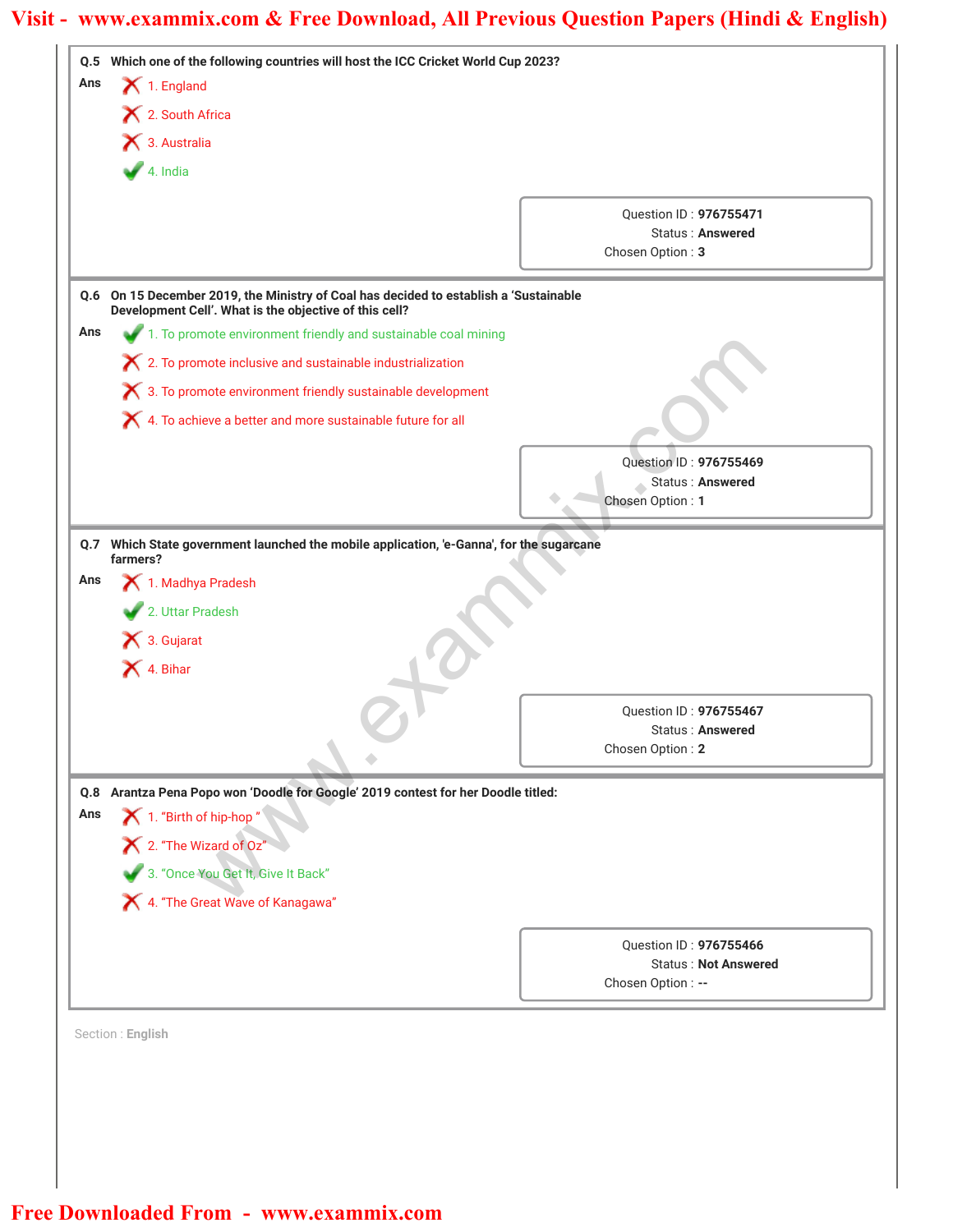**Q.5 Which one of the following countries will host the ICC Cricket World Cup 2023?**

Ans

1. England ✗
2. South Africa ✗
3. Australia ✗
4. India ✓

Question ID : **976755471**
Status : **Answered**
Chosen Option : **3**

**Q.6 On 15 December 2019, the Ministry of Coal has decided to establish a 'Sustainable Development Cell'. What is the objective of this cell?**

Ans

1. To promote environment friendly and sustainable coal mining ✓
2. To promote inclusive and sustainable industrialization ✗
3. To promote environment friendly sustainable development ✗
4. To achieve a better and more sustainable future for all ✗

Question ID : **976755469**
Status : **Answered**
Chosen Option : **1**

**Q.7 Which State government launched the mobile application, 'e-Ganna', for the sugarcane farmers?**

Ans

1. Madhya Pradesh ✗
2. Uttar Pradesh ✓
3. Gujarat ✗
4. Bihar ✗

Question ID : **976755467**
Status : **Answered**
Chosen Option : **2**

**Q.8 Arantza Pena Popo won 'Doodle for Google' 2019 contest for her Doodle titled:**

Ans

1. "Birth of hip-hop " ✗
2. "The Wizard of Oz" ✗
3. "Once You Get It, Give It Back" ✓
4. "The Great Wave of Kanagawa" ✗

Question ID : **976755466**
Status : **Not Answered**
Chosen Option : **--**

Section : **English**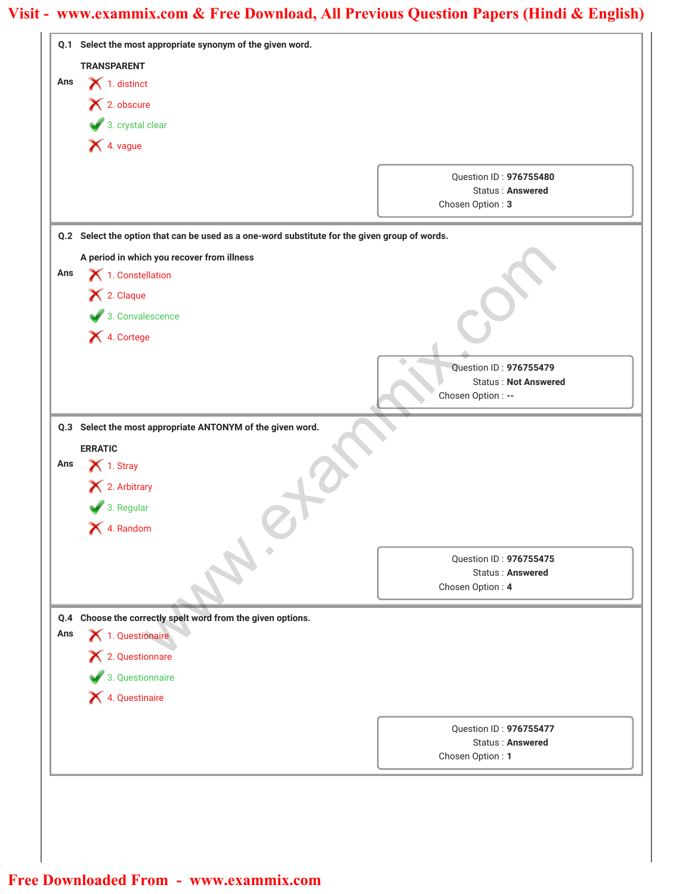**Q.1** Select the most appropriate synonym of the given word.

TRANSPARENT

Ans
1. distinct ✗
2. obscure ✗
3. crystal clear ✓
4. vague ✗

Question ID : **976755480**
Status : **Answered**
Chosen Option : **3**

---

**Q.2** Select the option that can be used as a one-word substitute for the given group of words.

A period in which you recover from illness

Ans
1. Constellation ✗
2. Claque ✗
3. Convalescence ✓
4. Cortege ✗

Question ID : **976755479**
Status : **Not Answered**
Chosen Option : **--**

---

**Q.3** Select the most appropriate ANTONYM of the given word.

ERRATIC

Ans
1. Stray ✗
2. Arbitrary ✗
3. Regular ✓
4. Random ✗

Question ID : **976755475**
Status : **Answered**
Chosen Option : **4**

---

**Q.4** Choose the correctly spelt word from the given options.

Ans
1. Questionaire ✗
2. Questionnare ✗
3. Questionnaire ✓
4. Questinaire ✗

Question ID : **976755477**
Status : **Answered**
Chosen Option : **1**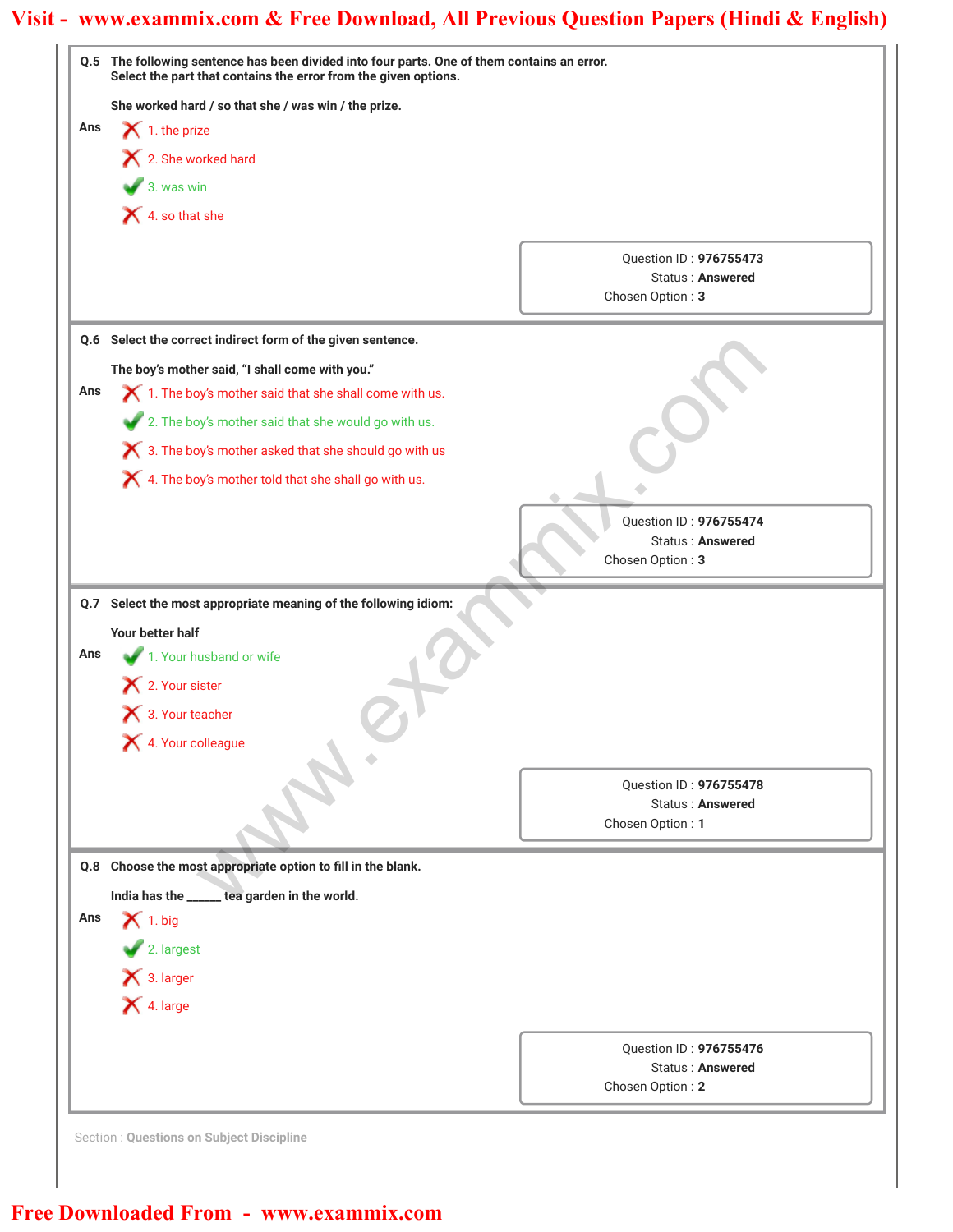**Q.5** **The following sentence has been divided into four parts. One of them contains an error. Select the part that contains the error from the given options.**

**She worked hard / so that she / was win / the prize.**

**Ans**

1. the prize
2. She worked hard
3. was win ✔
4. so that she

Question ID : **976755473**
Status : **Answered**
Chosen Option : **3**

---

**Q.6** **Select the correct indirect form of the given sentence.**

**The boy's mother said, "I shall come with you."**

**Ans**

1. The boy's mother said that she shall come with us.
2. The boy's mother said that she would go with us. ✔
3. The boy's mother asked that she should go with us
4. The boy's mother told that she shall go with us.

Question ID : **976755474**
Status : **Answered**
Chosen Option : **3**

---

**Q.7** **Select the most appropriate meaning of the following idiom:**

**Your better half**

**Ans**

1. Your husband or wife ✔
2. Your sister
3. Your teacher
4. Your colleague

Question ID : **976755478**
Status : **Answered**
Chosen Option : **1**

---

**Q.8** **Choose the most appropriate option to fill in the blank.**

**India has the ______ tea garden in the world.**

**Ans**

1. big
2. largest ✔
3. larger
4. large

Question ID : **976755476**
Status : **Answered**
Chosen Option : **2**

---

Section : **Questions on Subject Discipline**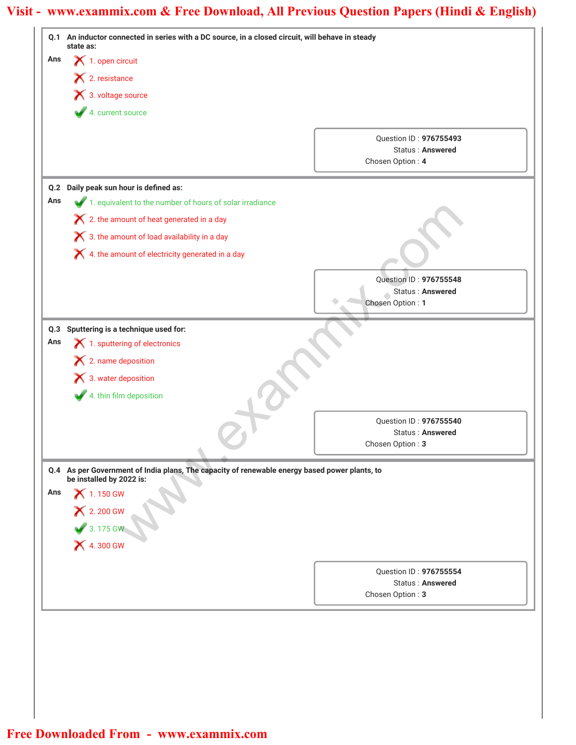**Q.1** An inductor connected in series with a DC source, in a closed circuit, will behave in steady state as:

**Ans**

✗ 1. open circuit

✗ 2. resistance

✗ 3. voltage source

✓ 4. current source

Question ID : **976755493**
Status : **Answered**
Chosen Option : **4**

---

**Q.2** Daily peak sun hour is defined as:

**Ans**

✓ 1. equivalent to the number of hours of solar irradiance

✗ 2. the amount of heat generated in a day

✗ 3. the amount of load availability in a day

✗ 4. the amount of electricity generated in a day

Question ID : **976755548**
Status : **Answered**
Chosen Option : **1**

---

**Q.3** Sputtering is a technique used for:

**Ans**

✗ 1. sputtering of electronics

✗ 2. name deposition

✗ 3. water deposition

✓ 4. thin film deposition

Question ID : **976755540**
Status : **Answered**
Chosen Option : **3**

---

**Q.4** As per Government of India plans, The capacity of renewable energy based power plants, to be installed by 2022 is:

**Ans**

✗ 1. 150 GW

✗ 2. 200 GW

✓ 3. 175 GW

✗ 4. 300 GW

Question ID : **976755554**
Status : **Answered**
Chosen Option : **3**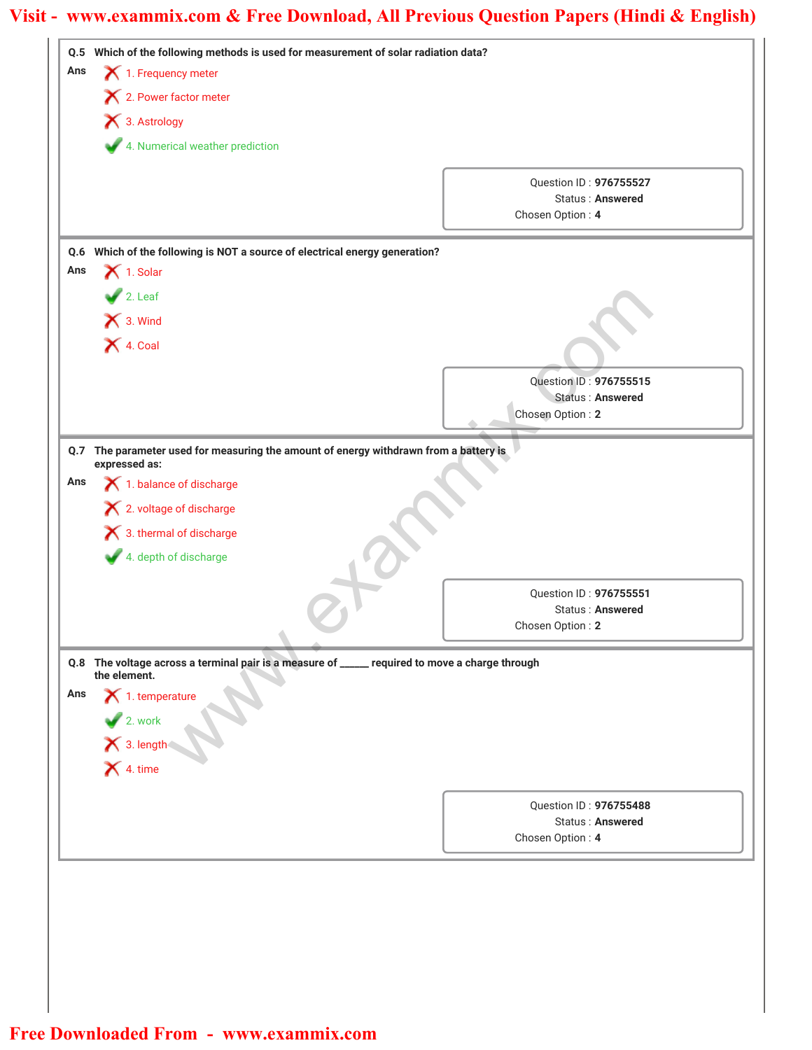**Q.5 Which of the following methods is used for measurement of solar radiation data?**

Ans

1. Frequency meter ✗
2. Power factor meter ✗
3. Astrology ✗
4. Numerical weather prediction ✓

Question ID : **976755527**
Status : **Answered**
Chosen Option : **4**

**Q.6 Which of the following is NOT a source of electrical energy generation?**

Ans

1. Solar ✗
2. Leaf ✓
3. Wind ✗
4. Coal ✗

Question ID : **976755515**
Status : **Answered**
Chosen Option : **2**

**Q.7 The parameter used for measuring the amount of energy withdrawn from a battery is expressed as:**

Ans

1. balance of discharge ✗
2. voltage of discharge ✗
3. thermal of discharge ✗
4. depth of discharge ✓

Question ID : **976755551**
Status : **Answered**
Chosen Option : **2**

**Q.8 The voltage across a terminal pair is a measure of _____ required to move a charge through the element.**

Ans

1. temperature ✗
2. work ✓
3. length ✗
4. time ✗

Question ID : **976755488**
Status : **Answered**
Chosen Option : **4**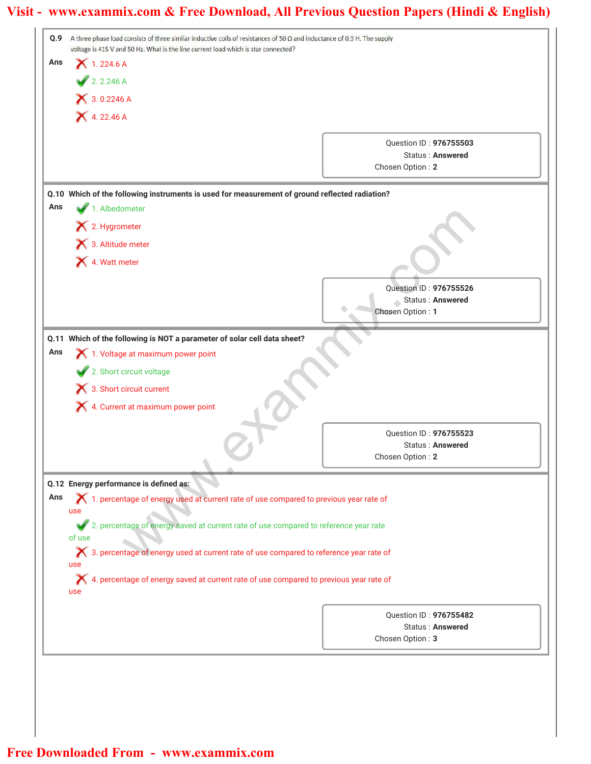**Q.9** A three phase load consists of three similar inductive coils of resistances of 50 Ω and inductance of 0.3 H. The supply voltage is 415 V and 50 Hz. What is the line current load which is star connected?

**Ans**

1. 224.6 A
2. 2.246 A ✔
3. 0.2246 A
4. 22.46 A

Question ID : **976755503**
Status : **Answered**
Chosen Option : **2**

**Q.10 Which of the following instruments is used for measurement of ground reflected radiation?**

**Ans**

1. Albedometer ✔
2. Hygrometer
3. Altitude meter
4. Watt meter

Question ID : **976755526**
Status : **Answered**
Chosen Option : **1**

**Q.11 Which of the following is NOT a parameter of solar cell data sheet?**

**Ans**

1. Voltage at maximum power point
2. Short circuit voltage ✔
3. Short circuit current
4. Current at maximum power point

Question ID : **976755523**
Status : **Answered**
Chosen Option : **2**

**Q.12 Energy performance is defined as:**

**Ans**

1. percentage of energy used at current rate of use compared to previous year rate of use
2. percentage of energy saved at current rate of use compared to reference year rate of use ✔
3. percentage of energy used at current rate of use compared to reference year rate of use
4. percentage of energy saved at current rate of use compared to previous year rate of use

Question ID : **976755482**
Status : **Answered**
Chosen Option : **3**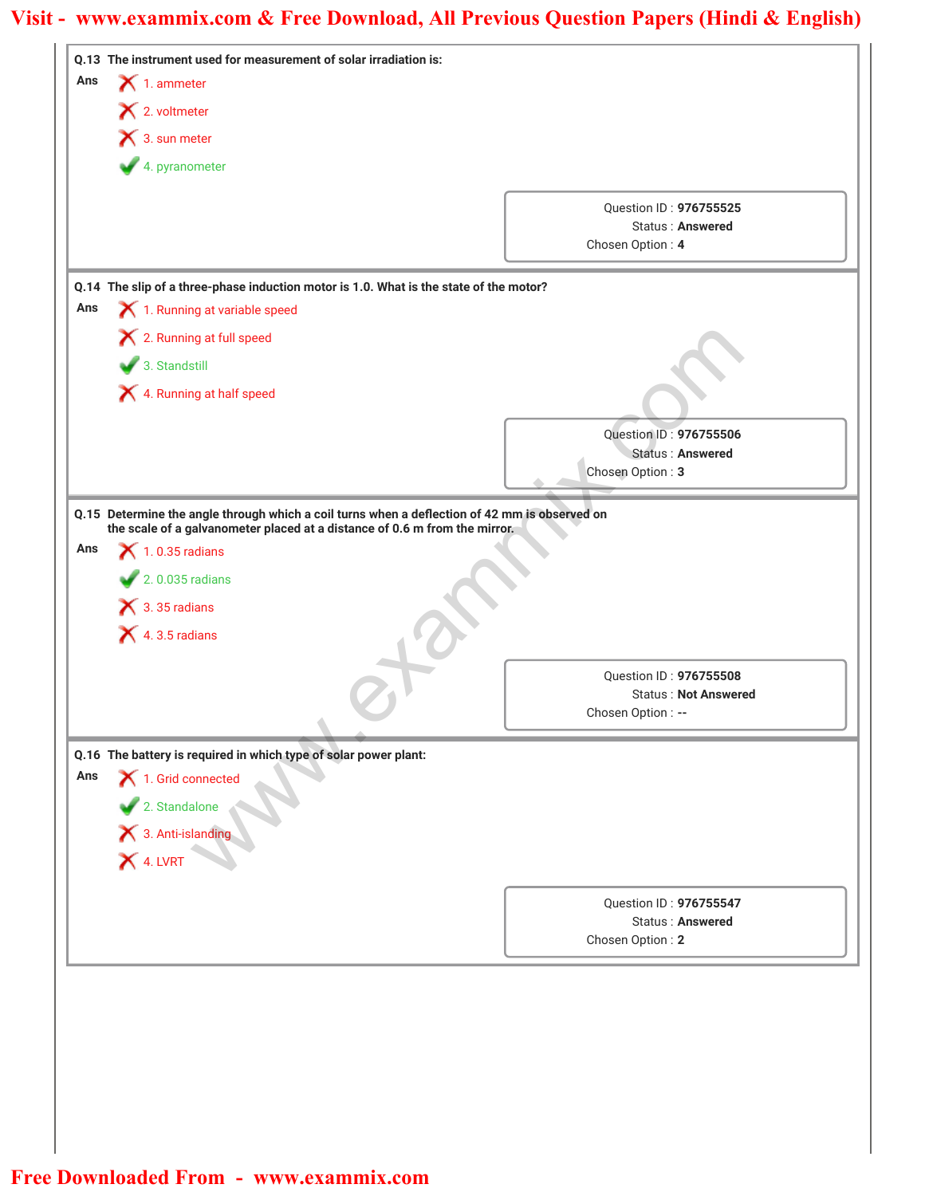**Q.13** **The instrument used for measurement of solar irradiation is:**

Ans

1. ammeter ✗
2. voltmeter ✗
3. sun meter ✗
4. pyranometer ✓

Question ID : **976755525**
Status : **Answered**
Chosen Option : **4**

---

**Q.14** **The slip of a three-phase induction motor is 1.0. What is the state of the motor?**

Ans

1. Running at variable speed ✗
2. Running at full speed ✗
3. Standstill ✓
4. Running at half speed ✗

Question ID : **976755506**
Status : **Answered**
Chosen Option : **3**

---

**Q.15** **Determine the angle through which a coil turns when a deflection of 42 mm is observed on the scale of a galvanometer placed at a distance of 0.6 m from the mirror.**

Ans

1. 0.35 radians ✗
2. 0.035 radians ✓
3. 35 radians ✗
4. 3.5 radians ✗

Question ID : **976755508**
Status : **Not Answered**
Chosen Option : **--**

---

**Q.16** **The battery is required in which type of solar power plant:**

Ans

1. Grid connected ✗
2. Standalone ✓
3. Anti-islanding ✗
4. LVRT ✗

Question ID : **976755547**
Status : **Answered**
Chosen Option : **2**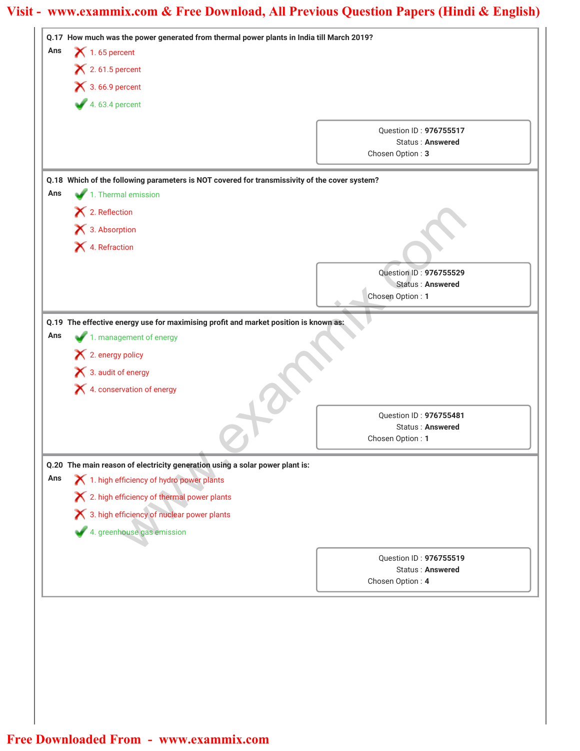**Q.17 How much was the power generated from thermal power plants in India till March 2019?**

Ans

- ✗ 1. 65 percent
- ✗ 2. 61.5 percent
- ✗ 3. 66.9 percent
- ✓ 4. 63.4 percent

Question ID : **976755517**
Status : **Answered**
Chosen Option : **3**

**Q.18 Which of the following parameters is NOT covered for transmissivity of the cover system?**

Ans

- ✓ 1. Thermal emission
- ✗ 2. Reflection
- ✗ 3. Absorption
- ✗ 4. Refraction

Question ID : **976755529**
Status : **Answered**
Chosen Option : **1**

**Q.19 The effective energy use for maximising profit and market position is known as:**

Ans

- ✓ 1. management of energy
- ✗ 2. energy policy
- ✗ 3. audit of energy
- ✗ 4. conservation of energy

Question ID : **976755481**
Status : **Answered**
Chosen Option : **1**

**Q.20 The main reason of electricity generation using a solar power plant is:**

Ans

- ✗ 1. high efficiency of hydro power plants
- ✗ 2. high efficiency of thermal power plants
- ✗ 3. high efficiency of nuclear power plants
- ✓ 4. greenhouse gas emission

Question ID : **976755519**
Status : **Answered**
Chosen Option : **4**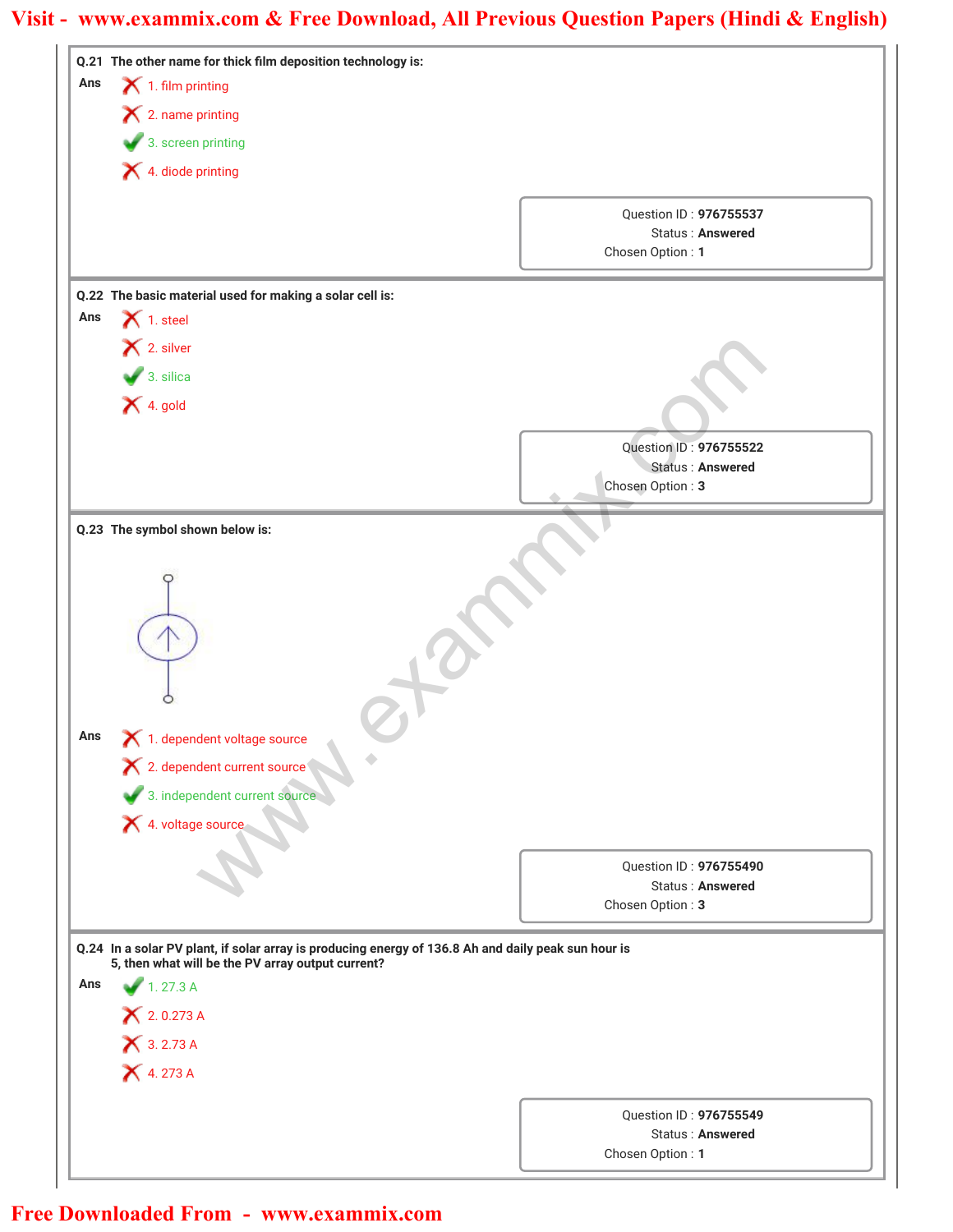**Q.21 The other name for thick film deposition technology is:**

Ans
1. film printing ✗
2. name printing ✗
3. screen printing ✓
4. diode printing ✗

Question ID : **976755537**
Status : **Answered**
Chosen Option : **1**

**Q.22 The basic material used for making a solar cell is:**

Ans
1. steel ✗
2. silver ✗
3. silica ✓
4. gold ✗

Question ID : **976755522**
Status : **Answered**
Chosen Option : **3**

**Q.23 The symbol shown below is:**

Ans
1. dependent voltage source ✗
2. dependent current source ✗
3. independent current source ✓
4. voltage source ✗

Question ID : **976755490**
Status : **Answered**
Chosen Option : **3**

**Q.24 In a solar PV plant, if solar array is producing energy of 136.8 Ah and daily peak sun hour is 5, then what will be the PV array output current?**

Ans
1. 27.3 A ✓
2. 0.273 A ✗
3. 2.73 A ✗
4. 273 A ✗

Question ID : **976755549**
Status : **Answered**
Chosen Option : **1**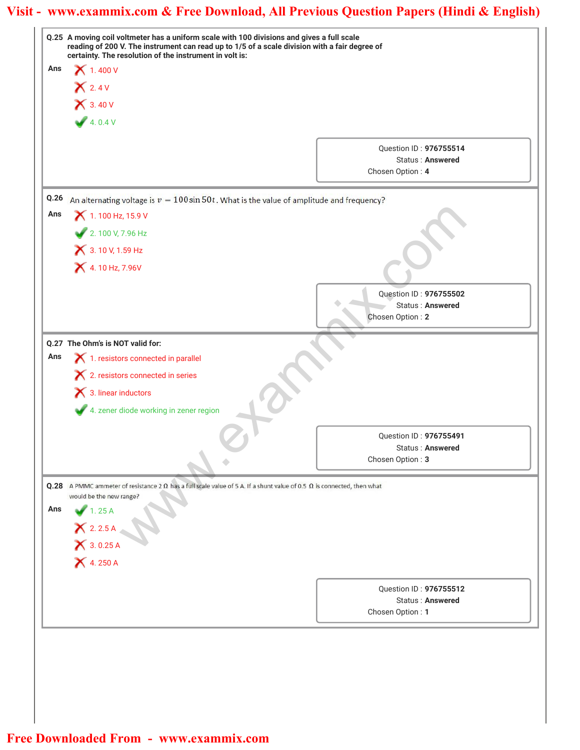**Q.25** A moving coil voltmeter has a uniform scale with 100 divisions and gives a full scale reading of 200 V. The instrument can read up to 1/5 of a scale division with a fair degree of certainty. The resolution of the instrument in volt is:

**Ans**

✗ 1. 400 V

✗ 2. 4 V

✗ 3. 40 V

✓ 4. 0.4 V

Question ID : **976755514**
Status : **Answered**
Chosen Option : **4**

---

**Q.26** An alternating voltage is $v = 100 \sin 50t$. What is the value of amplitude and frequency?

**Ans**

✗ 1. 100 Hz, 15.9 V

✓ 2. 100 V, 7.96 Hz

✗ 3. 10 V, 1.59 Hz

✗ 4. 10 Hz, 7.96V

Question ID : **976755502**
Status : **Answered**
Chosen Option : **2**

---

**Q.27** The Ohm's is NOT valid for:

**Ans**

✗ 1. resistors connected in parallel

✗ 2. resistors connected in series

✗ 3. linear inductors

✓ 4. zener diode working in zener region

Question ID : **976755491**
Status : **Answered**
Chosen Option : **3**

---

**Q.28** A PMMC ammeter of resistance 2 Ω has a full scale value of 5 A. If a shunt value of 0.5 Ω is connected, then what would be the new range?

**Ans**

✓ 1. 25 A

✗ 2. 2.5 A

✗ 3. 0.25 A

✗ 4. 250 A

Question ID : **976755512**
Status : **Answered**
Chosen Option : **1**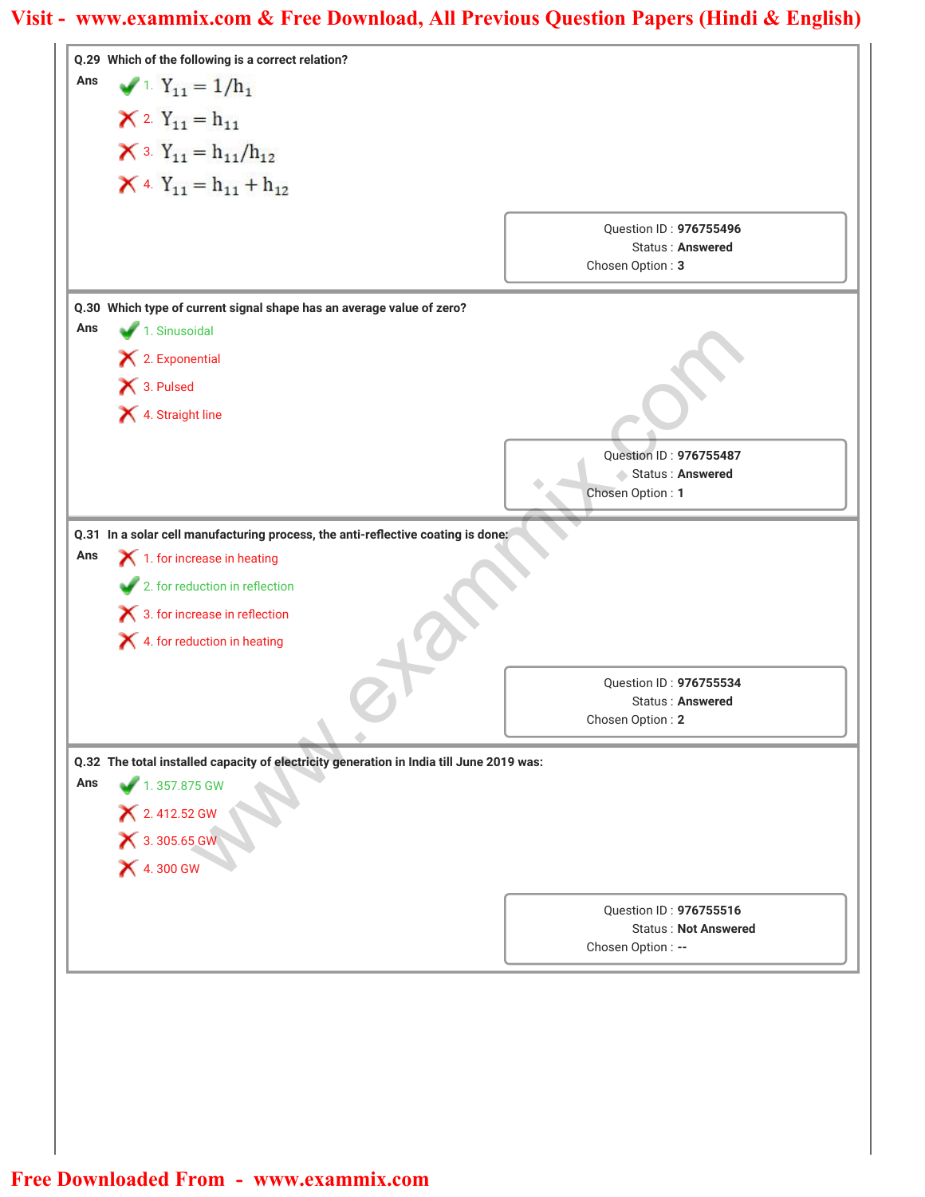**Q.29** Which of the following is a correct relation?

Ans

✔ 1. $Y_{11} = 1/h_1$

✘ 2. $Y_{11} = h_{11}$

✘ 3. $Y_{11} = h_{11}/h_{12}$

✘ 4. $Y_{11} = h_{11} + h_{12}$

Question ID : 976755496
Status : Answered
Chosen Option : 3

**Q.30** Which type of current signal shape has an average value of zero?

Ans

✔ 1. Sinusoidal

✘ 2. Exponential

✘ 3. Pulsed

✘ 4. Straight line

Question ID : 976755487
Status : Answered
Chosen Option : 1

**Q.31** In a solar cell manufacturing process, the anti-reflective coating is done:

Ans

✘ 1. for increase in heating

✔ 2. for reduction in reflection

✘ 3. for increase in reflection

✘ 4. for reduction in heating

Question ID : 976755534
Status : Answered
Chosen Option : 2

**Q.32** The total installed capacity of electricity generation in India till June 2019 was:

Ans

✔ 1. 357.875 GW

✘ 2. 412.52 GW

✘ 3. 305.65 GW

✘ 4. 300 GW

Question ID : 976755516
Status : Not Answered
Chosen Option : --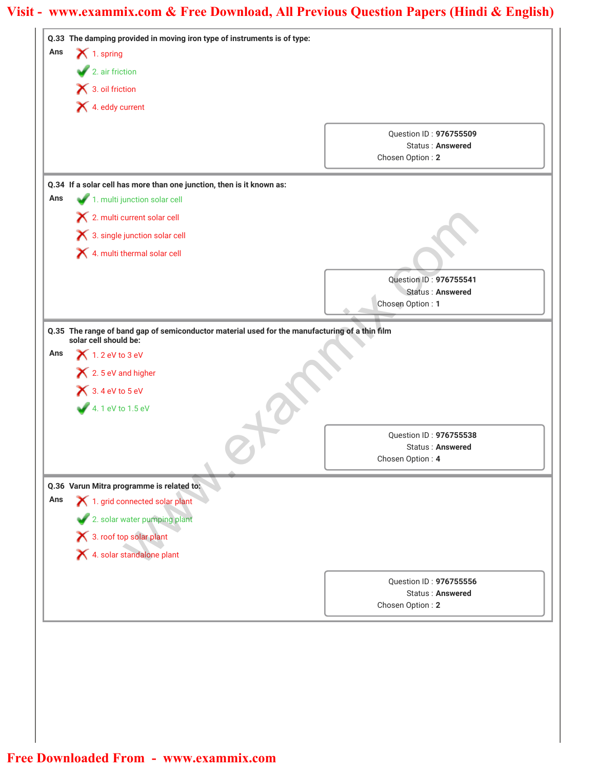**Q.33 The damping provided in moving iron type of instruments is of type:**

Ans
1. spring ✗
2. air friction ✓
3. oil friction ✗
4. eddy current ✗

Question ID : **976755509**
Status : **Answered**
Chosen Option : **2**

**Q.34 If a solar cell has more than one junction, then is it known as:**

Ans
1. multi junction solar cell ✓
2. multi current solar cell ✗
3. single junction solar cell ✗
4. multi thermal solar cell ✗

Question ID : **976755541**
Status : **Answered**
Chosen Option : **1**

**Q.35 The range of band gap of semiconductor material used for the manufacturing of a thin film solar cell should be:**

Ans
1. 2 eV to 3 eV ✗
2. 5 eV and higher ✗
3. 4 eV to 5 eV ✗
4. 1 eV to 1.5 eV ✓

Question ID : **976755538**
Status : **Answered**
Chosen Option : **4**

**Q.36 Varun Mitra programme is related to:**

Ans
1. grid connected solar plant ✗
2. solar water pumping plant ✓
3. roof top solar plant ✗
4. solar standalone plant ✗

Question ID : **976755556**
Status : **Answered**
Chosen Option : **2**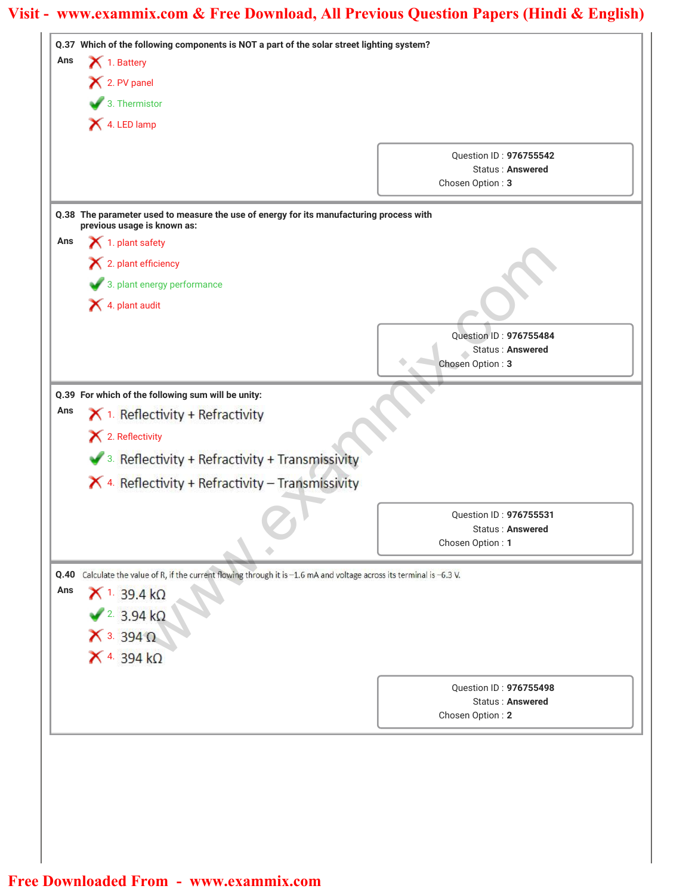**Q.37** Which of the following components is NOT a part of the solar street lighting system?

Ans

✗ 1. Battery

✗ 2. PV panel

✓ 3. Thermistor

✗ 4. LED lamp

Question ID : **976755542**
Status : **Answered**
Chosen Option : **3**

**Q.38** The parameter used to measure the use of energy for its manufacturing process with previous usage is known as:

Ans

✗ 1. plant safety

✗ 2. plant efficiency

✓ 3. plant energy performance

✗ 4. plant audit

Question ID : **976755484**
Status : **Answered**
Chosen Option : **3**

**Q.39** For which of the following sum will be unity:

Ans

✗ 1. Reflectivity + Refractivity

✗ 2. Reflectivity

✓ 3. Reflectivity + Refractivity + Transmissivity

✗ 4. Reflectivity + Refractivity – Transmissivity

Question ID : **976755531**
Status : **Answered**
Chosen Option : **1**

**Q.40** Calculate the value of R, if the current flowing through it is –1.6 mA and voltage across its terminal is –6.3 V.

Ans

✗ 1. 39.4 kΩ

✓ 2. 3.94 kΩ

✗ 3. 394 Ω

✗ 4. 394 kΩ

Question ID : **976755498**
Status : **Answered**
Chosen Option : **2**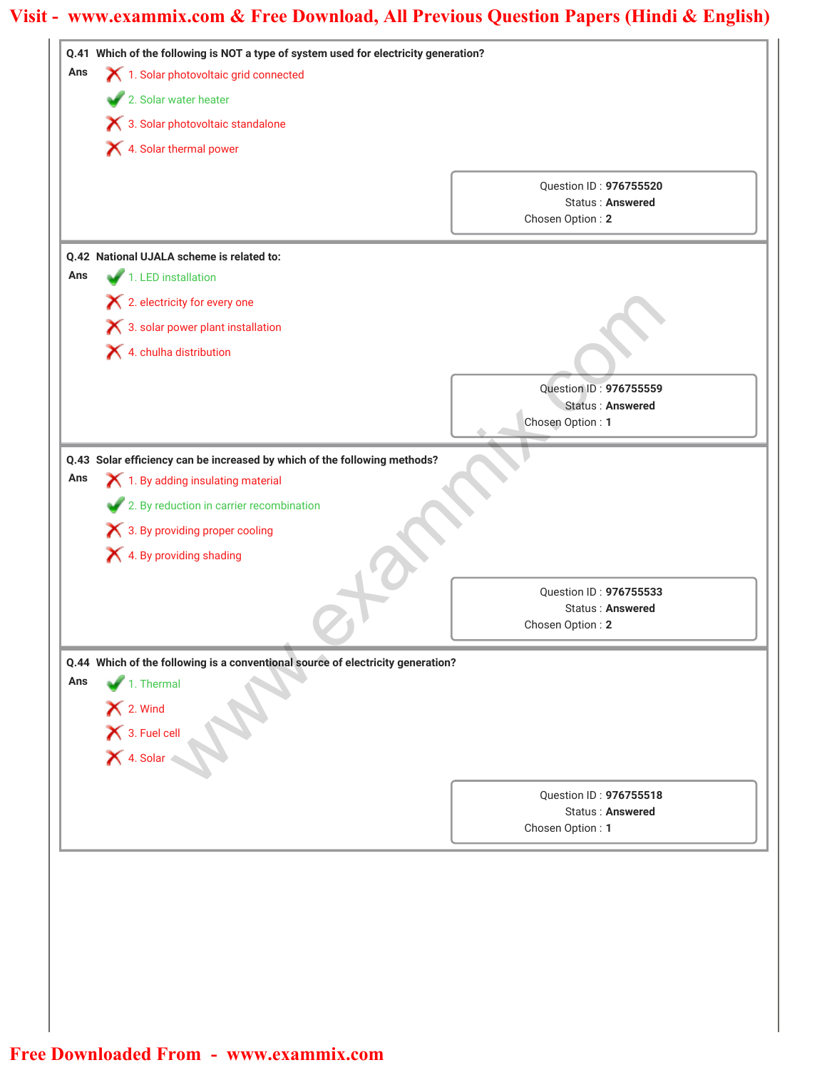**Q.41 Which of the following is NOT a type of system used for electricity generation?**

Ans

1. Solar photovoltaic grid connected ✗
2. Solar water heater ✓
3. Solar photovoltaic standalone ✗
4. Solar thermal power ✗

Question ID : **976755520**
Status : **Answered**
Chosen Option : **2**

**Q.42 National UJALA scheme is related to:**

Ans

1. LED installation ✓
2. electricity for every one ✗
3. solar power plant installation ✗
4. chulha distribution ✗

Question ID : **976755559**
Status : **Answered**
Chosen Option : **1**

**Q.43 Solar efficiency can be increased by which of the following methods?**

Ans

1. By adding insulating material ✗
2. By reduction in carrier recombination ✓
3. By providing proper cooling ✗
4. By providing shading ✗

Question ID : **976755533**
Status : **Answered**
Chosen Option : **2**

**Q.44 Which of the following is a conventional source of electricity generation?**

Ans

1. Thermal ✓
2. Wind ✗
3. Fuel cell ✗
4. Solar ✗

Question ID : **976755518**
Status : **Answered**
Chosen Option : **1**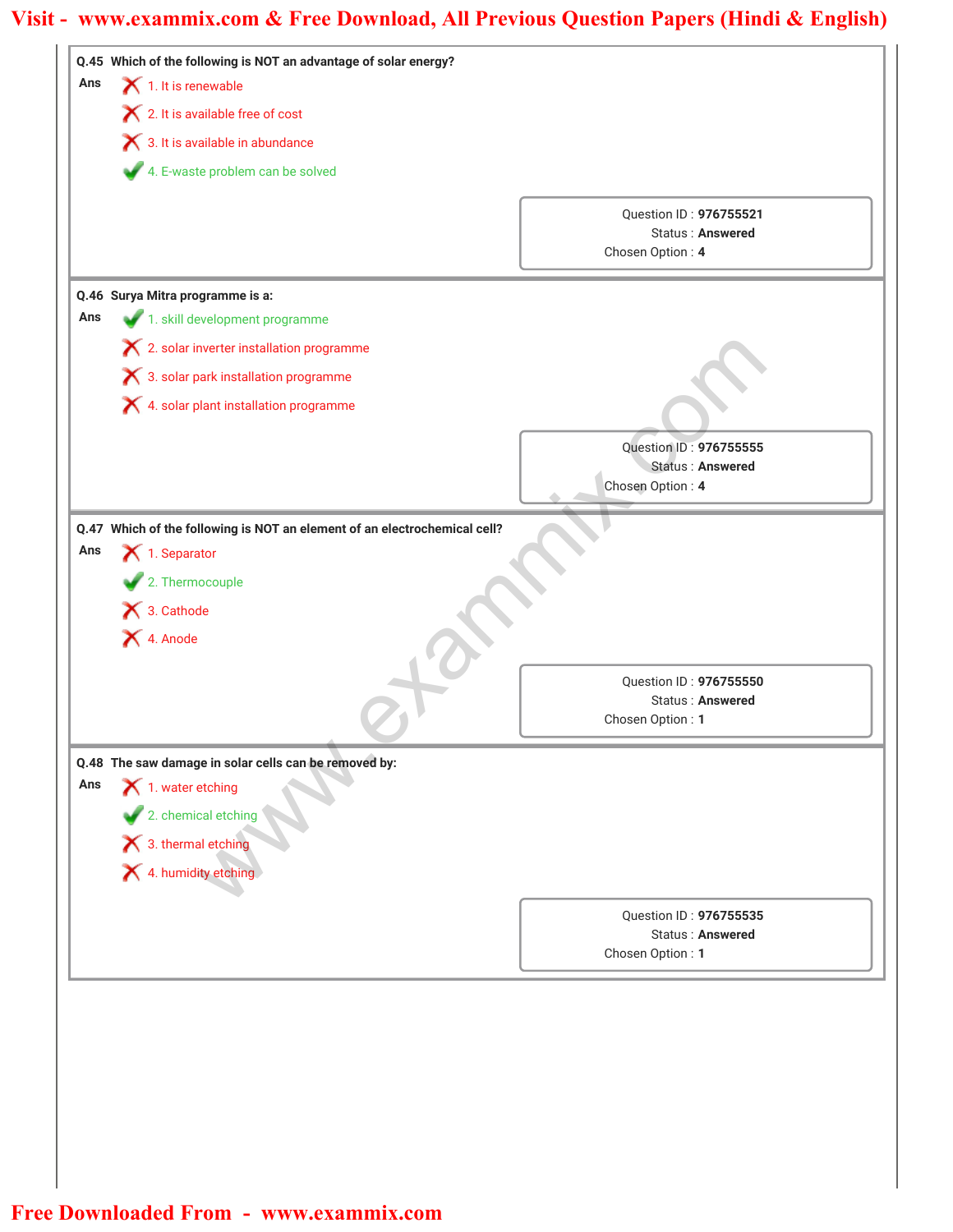**Q.45 Which of the following is NOT an advantage of solar energy?**

Ans
1. It is renewable ✗
2. It is available free of cost ✗
3. It is available in abundance ✗
4. E-waste problem can be solved ✓

Question ID : **976755521**
Status : **Answered**
Chosen Option : **4**

**Q.46 Surya Mitra programme is a:**

Ans
1. skill development programme ✓
2. solar inverter installation programme ✗
3. solar park installation programme ✗
4. solar plant installation programme ✗

Question ID : **976755555**
Status : **Answered**
Chosen Option : **4**

**Q.47 Which of the following is NOT an element of an electrochemical cell?**

Ans
1. Separator ✗
2. Thermocouple ✓
3. Cathode ✗
4. Anode ✗

Question ID : **976755550**
Status : **Answered**
Chosen Option : **1**

**Q.48 The saw damage in solar cells can be removed by:**

Ans
1. water etching ✗
2. chemical etching ✓
3. thermal etching ✗
4. humidity etching ✗

Question ID : **976755535**
Status : **Answered**
Chosen Option : **1**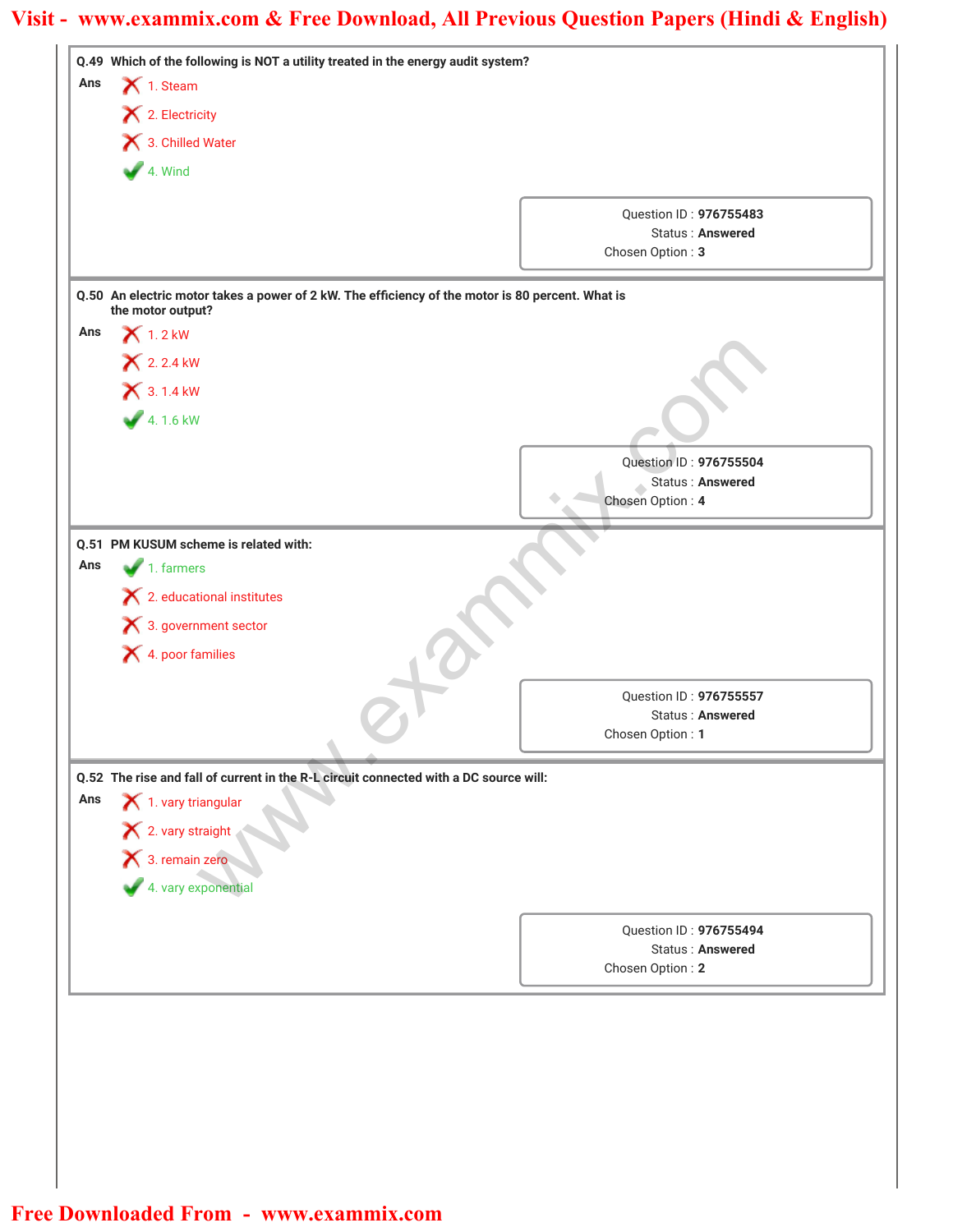**Q.49** Which of the following is NOT a utility treated in the energy audit system?

Ans

1. Steam ✗
2. Electricity ✗
3. Chilled Water ✗
4. Wind ✓

Question ID : **976755483**
Status : **Answered**
Chosen Option : **3**

**Q.50** An electric motor takes a power of 2 kW. The efficiency of the motor is 80 percent. What is the motor output?

Ans

1. 2 kW ✗
2. 2.4 kW ✗
3. 1.4 kW ✗
4. 1.6 kW ✓

Question ID : **976755504**
Status : **Answered**
Chosen Option : **4**

**Q.51** PM KUSUM scheme is related with:

Ans

1. farmers ✓
2. educational institutes ✗
3. government sector ✗
4. poor families ✗

Question ID : **976755557**
Status : **Answered**
Chosen Option : **1**

**Q.52** The rise and fall of current in the R-L circuit connected with a DC source will:

Ans

1. vary triangular ✗
2. vary straight ✗
3. remain zero ✗
4. vary exponential ✓

Question ID : **976755494**
Status : **Answered**
Chosen Option : **2**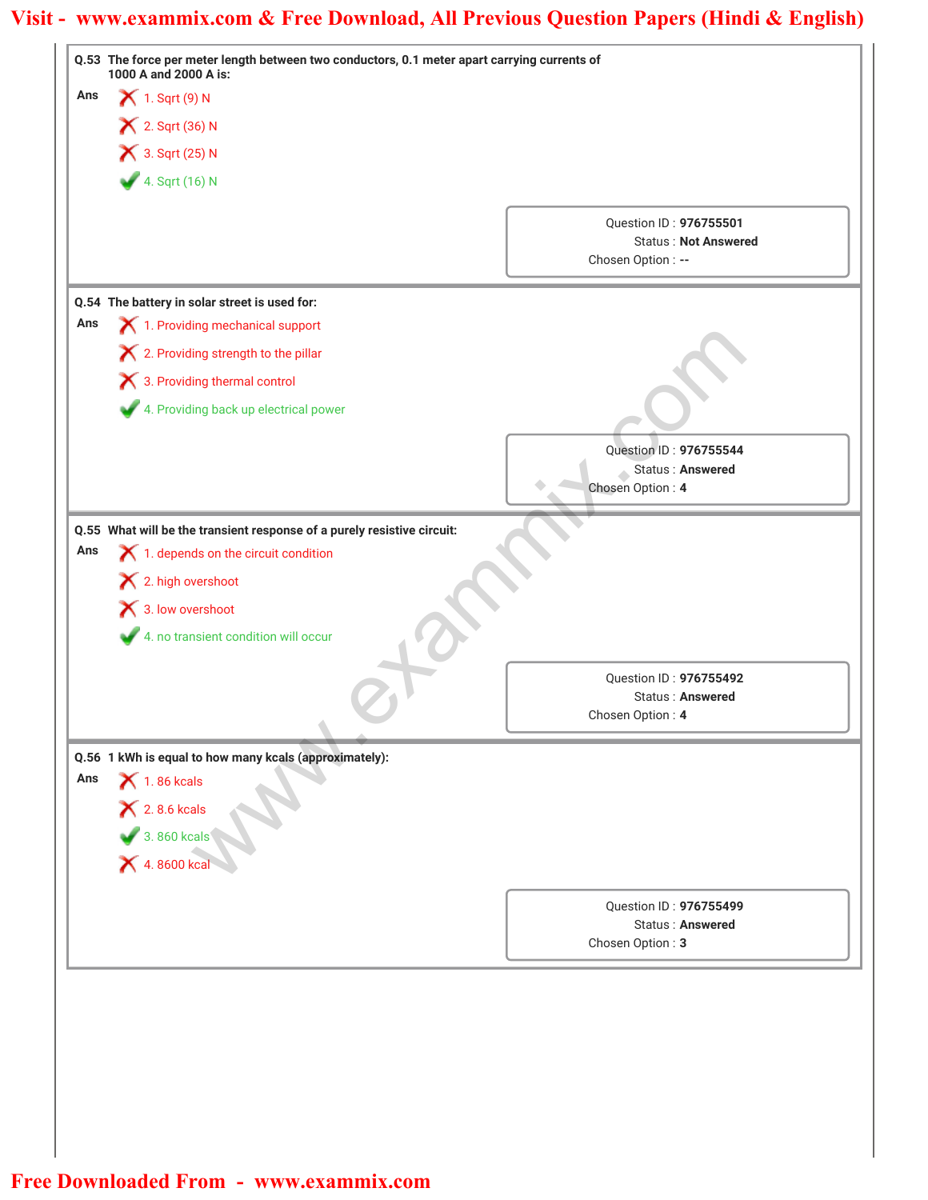**Q.53** The force per meter length between two conductors, 0.1 meter apart carrying currents of 1000 A and 2000 A is:

Ans
1. Sqrt (9) N
2. Sqrt (36) N
3. Sqrt (25) N
4. Sqrt (16) N ✔

Question ID : **976755501**
Status : **Not Answered**
Chosen Option : **--**

**Q.54** The battery in solar street is used for:

Ans
1. Providing mechanical support
2. Providing strength to the pillar
3. Providing thermal control
4. Providing back up electrical power ✔

Question ID : **976755544**
Status : **Answered**
Chosen Option : **4**

**Q.55** What will be the transient response of a purely resistive circuit:

Ans
1. depends on the circuit condition
2. high overshoot
3. low overshoot
4. no transient condition will occur ✔

Question ID : **976755492**
Status : **Answered**
Chosen Option : **4**

**Q.56** 1 kWh is equal to how many kcals (approximately):

Ans
1. 86 kcals
2. 8.6 kcals
3. 860 kcals ✔
4. 8600 kcal

Question ID : **976755499**
Status : **Answered**
Chosen Option : **3**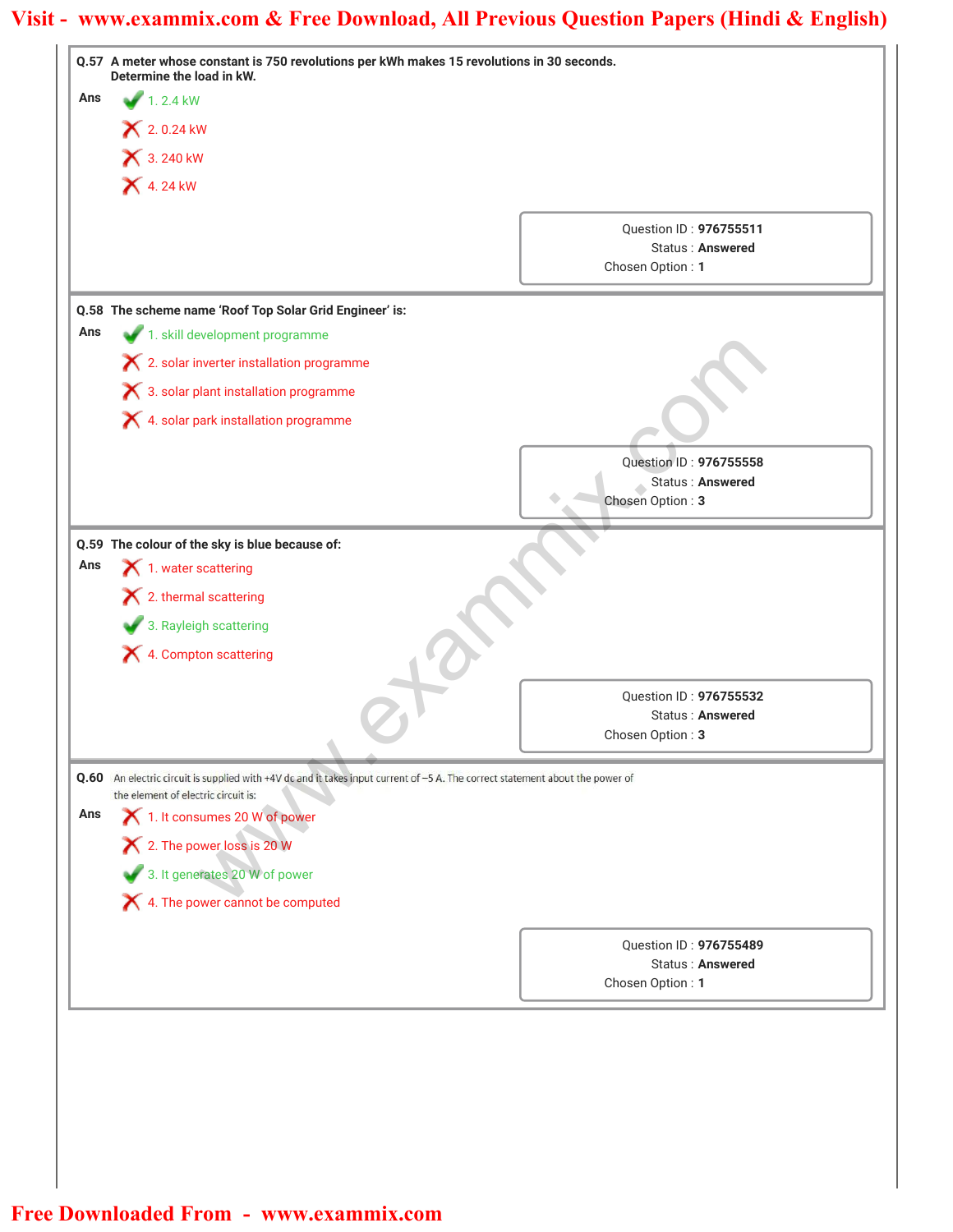**Q.57** A meter whose constant is 750 revolutions per kWh makes 15 revolutions in 30 seconds. Determine the load in kW.

**Ans**

1. 2.4 kW ✔
2. 0.24 kW ✘
3. 240 kW ✘
4. 24 kW ✘

Question ID : **976755511**
Status : **Answered**
Chosen Option : **1**

---

**Q.58** The scheme name 'Roof Top Solar Grid Engineer' is:

**Ans**

1. skill development programme ✔
2. solar inverter installation programme ✘
3. solar plant installation programme ✘
4. solar park installation programme ✘

Question ID : **976755558**
Status : **Answered**
Chosen Option : **3**

---

**Q.59** The colour of the sky is blue because of:

**Ans**

1. water scattering ✘
2. thermal scattering ✘
3. Rayleigh scattering ✔
4. Compton scattering ✘

Question ID : **976755532**
Status : **Answered**
Chosen Option : **3**

---

**Q.60** An electric circuit is supplied with +4V dc and it takes input current of –5 A. The correct statement about the power of the element of electric circuit is:

**Ans**

1. It consumes 20 W of power ✘
2. The power loss is 20 W ✘
3. It generates 20 W of power ✔
4. The power cannot be computed ✘

Question ID : **976755489**
Status : **Answered**
Chosen Option : **1**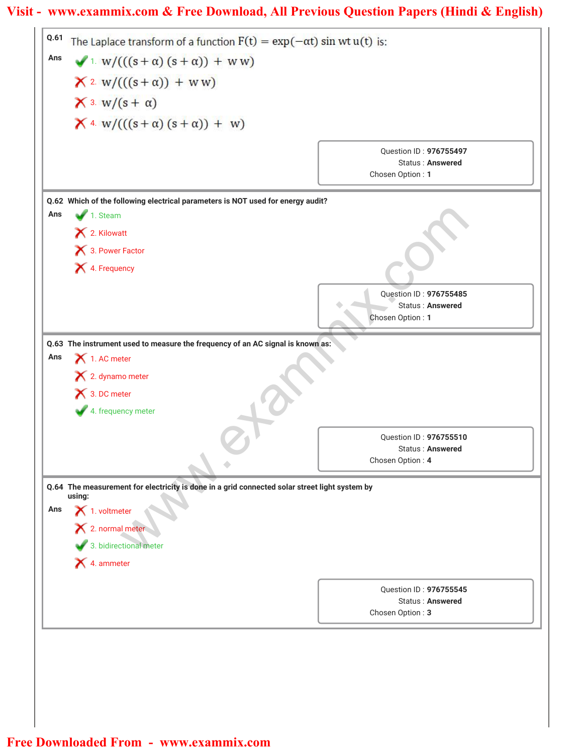**Q.61** The Laplace transform of a function $F(t) = \exp(-\alpha t) \sin wt\, u(t)$ is:

**Ans**

✔ 1. $w/(((s+\alpha)(s+\alpha)) + w\,w)$

✘ 2. $w/(((s+\alpha)) + w\,w)$

✘ 3. $w/(s+\alpha)$

✘ 4. $w/(((s+\alpha)(s+\alpha)) + w)$

Question ID : 976755497
Status : Answered
Chosen Option : 1

**Q.62** Which of the following electrical parameters is NOT used for energy audit?

**Ans**

✔ 1. Steam

✘ 2. Kilowatt

✘ 3. Power Factor

✘ 4. Frequency

Question ID : 976755485
Status : Answered
Chosen Option : 1

**Q.63** The instrument used to measure the frequency of an AC signal is known as:

**Ans**

✘ 1. AC meter

✘ 2. dynamo meter

✘ 3. DC meter

✔ 4. frequency meter

Question ID : 976755510
Status : Answered
Chosen Option : 4

**Q.64** The measurement for electricity is done in a grid connected solar street light system by using:

**Ans**

✘ 1. voltmeter

✘ 2. normal meter

✔ 3. bidirectional meter

✘ 4. ammeter

Question ID : 976755545
Status : Answered
Chosen Option : 3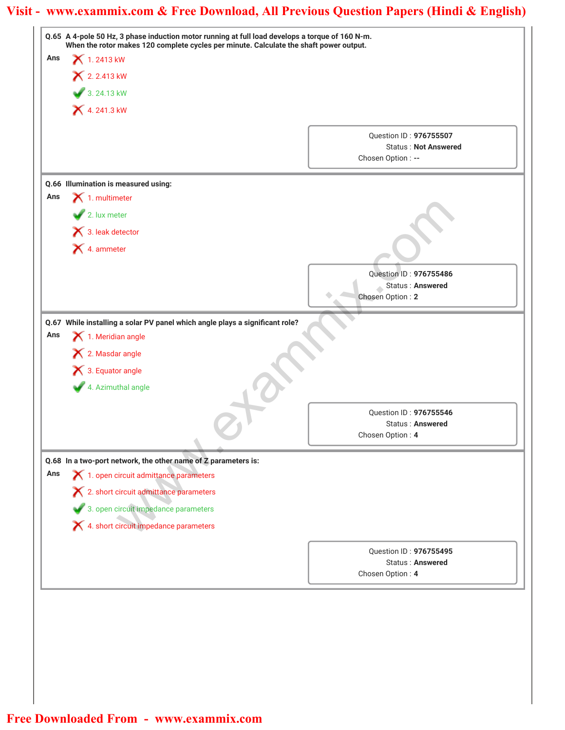**Q.65** A 4-pole 50 Hz, 3 phase induction motor running at full load develops a torque of 160 N-m. When the rotor makes 120 complete cycles per minute. Calculate the shaft power output.

Ans

1. 2413 kW ✗
2. 2.413 kW ✗
3. 24.13 kW ✓
4. 241.3 kW ✗

Question ID : **976755507**
Status : **Not Answered**
Chosen Option : **--**

**Q.66** Illumination is measured using:

Ans

1. multimeter ✗
2. lux meter ✓
3. leak detector ✗
4. ammeter ✗

Question ID : **976755486**
Status : **Answered**
Chosen Option : **2**

**Q.67** While installing a solar PV panel which angle plays a significant role?

Ans

1. Meridian angle ✗
2. Masdar angle ✗
3. Equator angle ✗
4. Azimuthal angle ✓

Question ID : **976755546**
Status : **Answered**
Chosen Option : **4**

**Q.68** In a two-port network, the other name of Z parameters is:

Ans

1. open circuit admittance parameters ✗
2. short circuit admittance parameters ✗
3. open circuit impedance parameters ✓
4. short circuit impedance parameters ✗

Question ID : **976755495**
Status : **Answered**
Chosen Option : **4**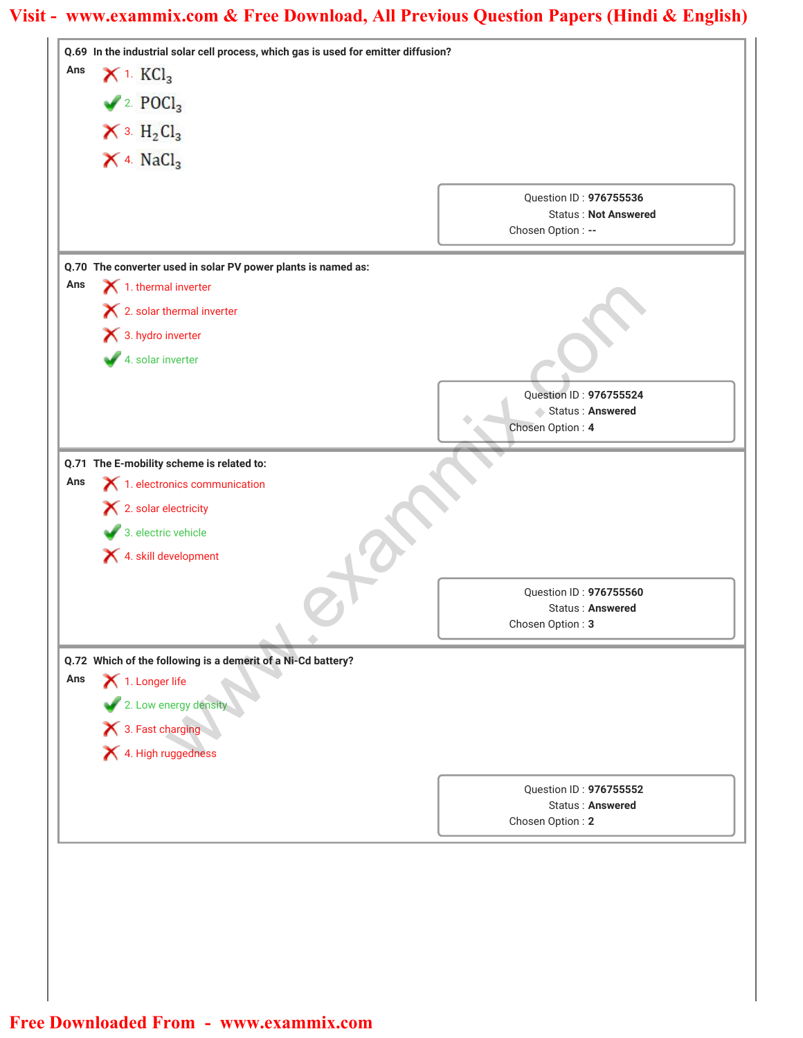**Q.69** In the industrial solar cell process, which gas is used for emitter diffusion?

Ans

✗ 1. $KCl_3$

✓ 2. $POCl_3$

✗ 3. $H_2Cl_3$

✗ 4. $NaCl_3$

Question ID : **976755536**
Status : **Not Answered**
Chosen Option : **--**

**Q.70** The converter used in solar PV power plants is named as:

Ans

✗ 1. thermal inverter

✗ 2. solar thermal inverter

✗ 3. hydro inverter

✓ 4. solar inverter

Question ID : **976755524**
Status : **Answered**
Chosen Option : **4**

**Q.71** The E-mobility scheme is related to:

Ans

✗ 1. electronics communication

✗ 2. solar electricity

✓ 3. electric vehicle

✗ 4. skill development

Question ID : **976755560**
Status : **Answered**
Chosen Option : **3**

**Q.72** Which of the following is a demerit of a Ni-Cd battery?

Ans

✗ 1. Longer life

✓ 2. Low energy density

✗ 3. Fast charging

✗ 4. High ruggedness

Question ID : **976755552**
Status : **Answered**
Chosen Option : **2**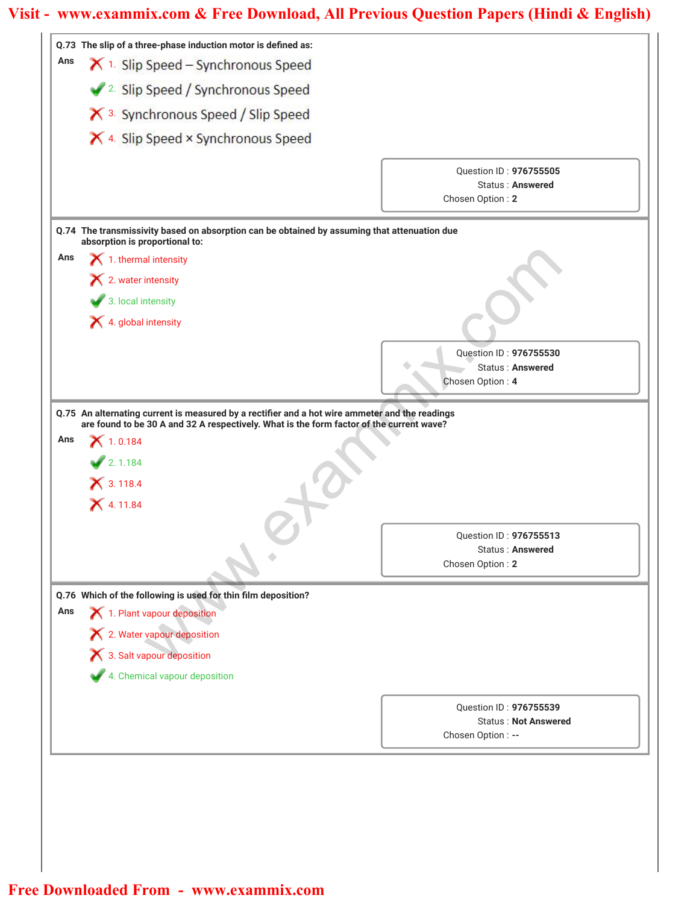**Q.73** The slip of a three-phase induction motor is defined as:

**Ans**

✗ 1. Slip Speed – Synchronous Speed

✓ 2. Slip Speed / Synchronous Speed

✗ 3. Synchronous Speed / Slip Speed

✗ 4. Slip Speed × Synchronous Speed

Question ID : **976755505**
Status : **Answered**
Chosen Option : **2**

---

**Q.74** The transmissivity based on absorption can be obtained by assuming that attenuation due absorption is proportional to:

**Ans**

✗ 1. thermal intensity

✗ 2. water intensity

✓ 3. local intensity

✗ 4. global intensity

Question ID : **976755530**
Status : **Answered**
Chosen Option : **4**

---

**Q.75** An alternating current is measured by a rectifier and a hot wire ammeter and the readings are found to be 30 A and 32 A respectively. What is the form factor of the current wave?

**Ans**

✗ 1. 0.184

✓ 2. 1.184

✗ 3. 118.4

✗ 4. 11.84

Question ID : **976755513**
Status : **Answered**
Chosen Option : **2**

---

**Q.76** Which of the following is used for thin film deposition?

**Ans**

✗ 1. Plant vapour deposition

✗ 2. Water vapour deposition

✗ 3. Salt vapour deposition

✓ 4. Chemical vapour deposition

Question ID : **976755539**
Status : **Not Answered**
Chosen Option : **--**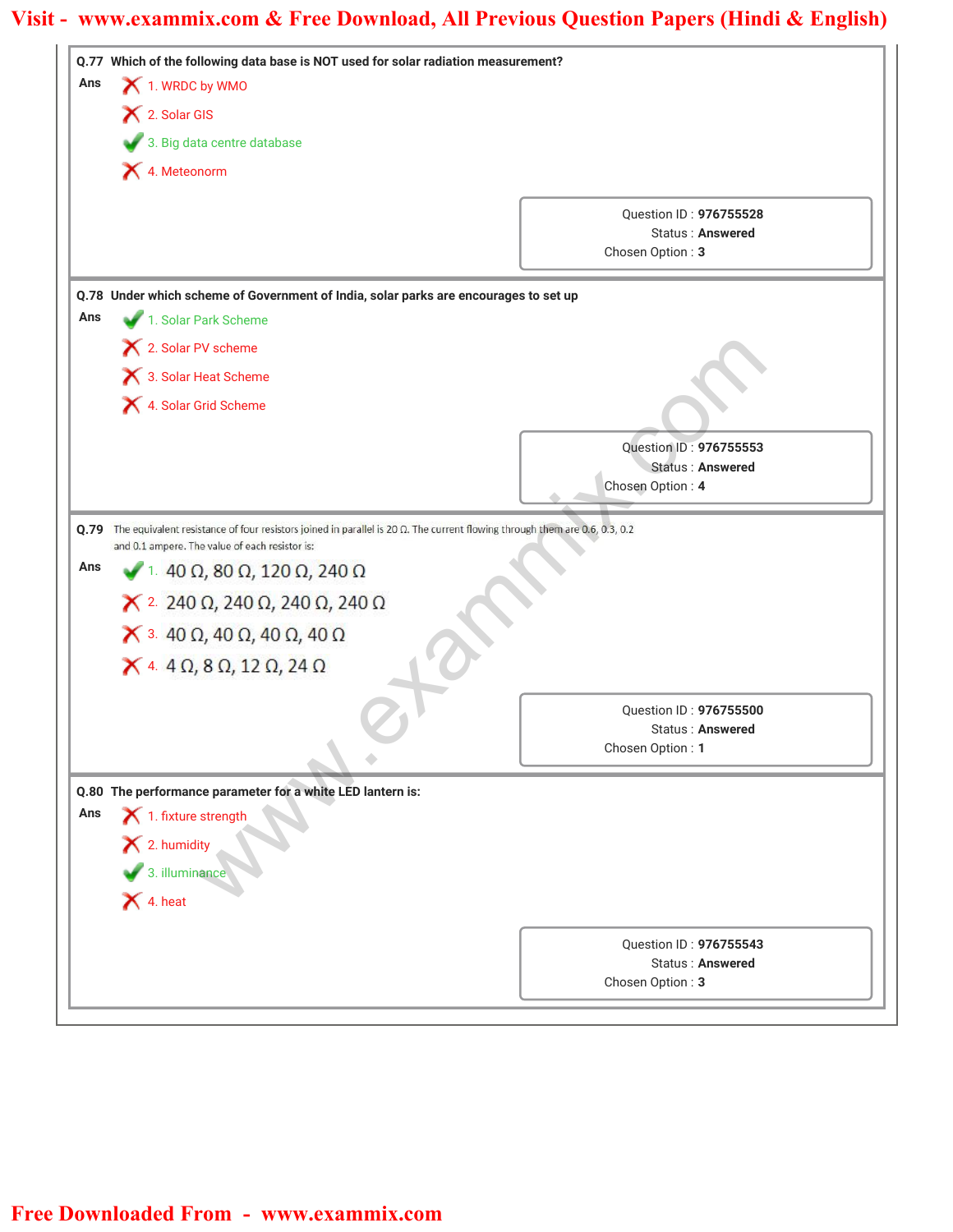**Q.77** Which of the following data base is NOT used for solar radiation measurement?

**Ans**

✗ 1. WRDC by WMO

✗ 2. Solar GIS

✓ 3. Big data centre database

✗ 4. Meteonorm

Question ID : **976755528**
Status : **Answered**
Chosen Option : **3**

**Q.78** Under which scheme of Government of India, solar parks are encourages to set up

**Ans**

✓ 1. Solar Park Scheme

✗ 2. Solar PV scheme

✗ 3. Solar Heat Scheme

✗ 4. Solar Grid Scheme

Question ID : **976755553**
Status : **Answered**
Chosen Option : **4**

**Q.79** The equivalent resistance of four resistors joined in parallel is 20 Ω. The current flowing through them are 0.6, 0.3, 0.2 and 0.1 ampere. The value of each resistor is:

**Ans**

✓ 1. 40 Ω, 80 Ω, 120 Ω, 240 Ω

✗ 2. 240 Ω, 240 Ω, 240 Ω, 240 Ω

✗ 3. 40 Ω, 40 Ω, 40 Ω, 40 Ω

✗ 4. 4 Ω, 8 Ω, 12 Ω, 24 Ω

Question ID : **976755500**
Status : **Answered**
Chosen Option : **1**

**Q.80** The performance parameter for a white LED lantern is:

**Ans**

✗ 1. fixture strength

✗ 2. humidity

✓ 3. illuminance

✗ 4. heat

Question ID : **976755543**
Status : **Answered**
Chosen Option : **3**